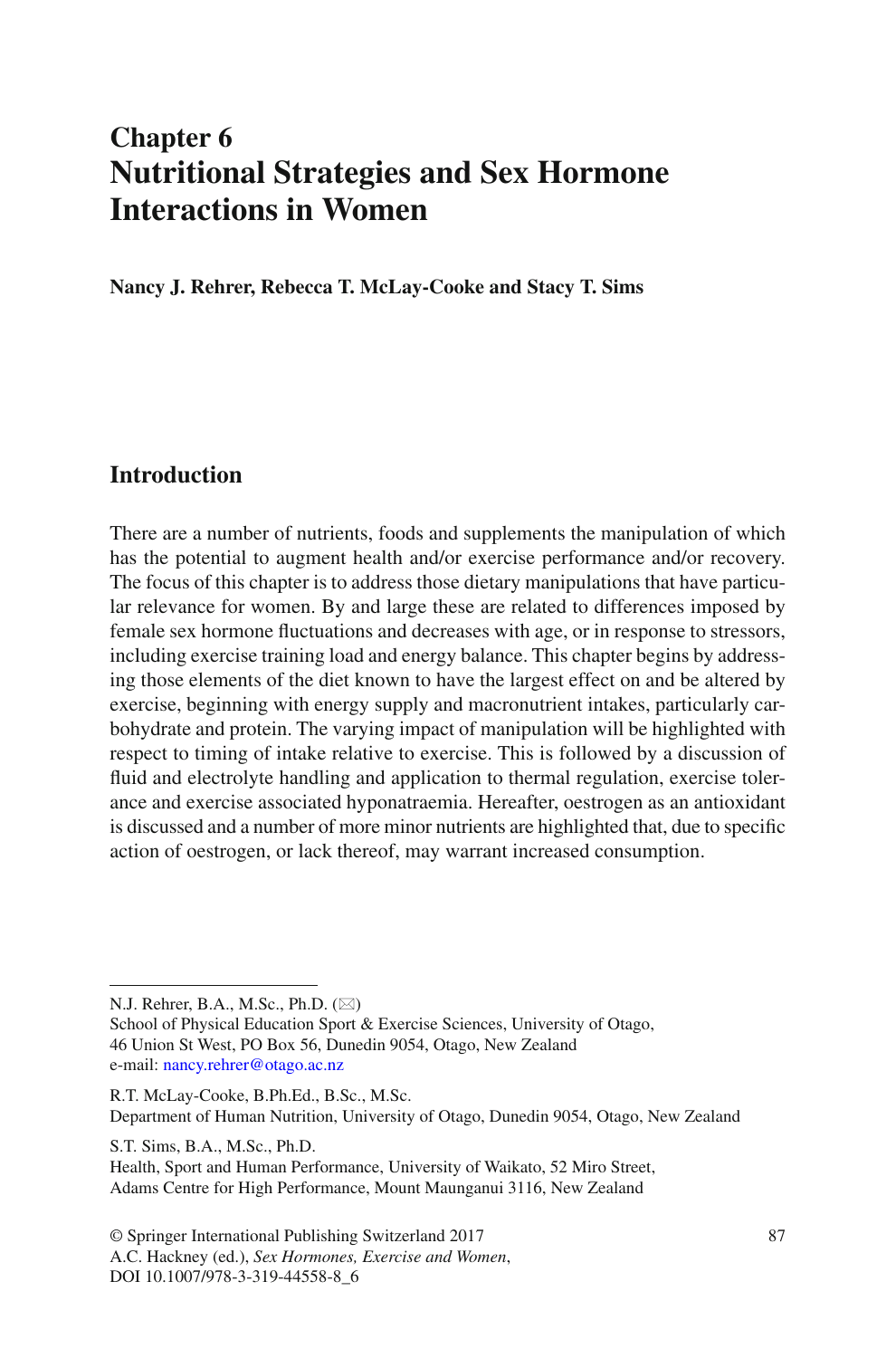# Chapter 6
# Nutritional Strategies and Sex Hormone Interactions in Women

**Nancy J. Rehrer, Rebecca T. McLay-Cooke and Stacy T. Sims**

## Introduction

There are a number of nutrients, foods and supplements the manipulation of which has the potential to augment health and/or exercise performance and/or recovery. The focus of this chapter is to address those dietary manipulations that have particular relevance for women. By and large these are related to differences imposed by female sex hormone fluctuations and decreases with age, or in response to stressors, including exercise training load and energy balance. This chapter begins by addressing those elements of the diet known to have the largest effect on and be altered by exercise, beginning with energy supply and macronutrient intakes, particularly carbohydrate and protein. The varying impact of manipulation will be highlighted with respect to timing of intake relative to exercise. This is followed by a discussion of fluid and electrolyte handling and application to thermal regulation, exercise tolerance and exercise associated hyponatraemia. Hereafter, oestrogen as an antioxidant is discussed and a number of more minor nutrients are highlighted that, due to specific action of oestrogen, or lack thereof, may warrant increased consumption.

---

N.J. Rehrer, B.A., M.Sc., Ph.D. (✉)
School of Physical Education Sport & Exercise Sciences, University of Otago,
46 Union St West, PO Box 56, Dunedin 9054, Otago, New Zealand
e-mail: nancy.rehrer@otago.ac.nz

R.T. McLay-Cooke, B.Ph.Ed., B.Sc., M.Sc.
Department of Human Nutrition, University of Otago, Dunedin 9054, Otago, New Zealand

S.T. Sims, B.A., M.Sc., Ph.D.
Health, Sport and Human Performance, University of Waikato, 52 Miro Street,
Adams Centre for High Performance, Mount Maunganui 3116, New Zealand

© Springer International Publishing Switzerland 2017
A.C. Hackney (ed.), *Sex Hormones, Exercise and Women*,
DOI 10.1007/978-3-319-44558-8_6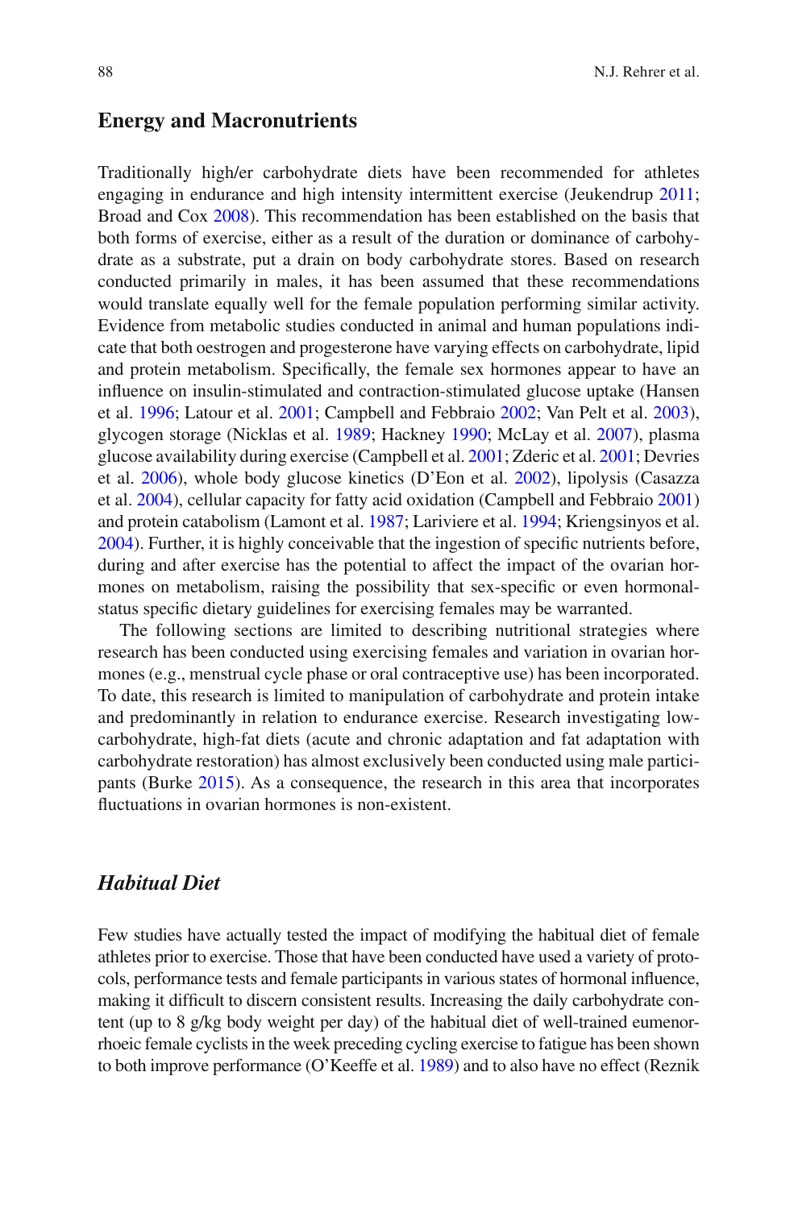## Energy and Macronutrients

Traditionally high/er carbohydrate diets have been recommended for athletes engaging in endurance and high intensity intermittent exercise (Jeukendrup 2011; Broad and Cox 2008). This recommendation has been established on the basis that both forms of exercise, either as a result of the duration or dominance of carbohydrate as a substrate, put a drain on body carbohydrate stores. Based on research conducted primarily in males, it has been assumed that these recommendations would translate equally well for the female population performing similar activity. Evidence from metabolic studies conducted in animal and human populations indicate that both oestrogen and progesterone have varying effects on carbohydrate, lipid and protein metabolism. Specifically, the female sex hormones appear to have an influence on insulin-stimulated and contraction-stimulated glucose uptake (Hansen et al. 1996; Latour et al. 2001; Campbell and Febbraio 2002; Van Pelt et al. 2003), glycogen storage (Nicklas et al. 1989; Hackney 1990; McLay et al. 2007), plasma glucose availability during exercise (Campbell et al. 2001; Zderic et al. 2001; Devries et al. 2006), whole body glucose kinetics (D'Eon et al. 2002), lipolysis (Casazza et al. 2004), cellular capacity for fatty acid oxidation (Campbell and Febbraio 2001) and protein catabolism (Lamont et al. 1987; Lariviere et al. 1994; Kriengsinyos et al. 2004). Further, it is highly conceivable that the ingestion of specific nutrients before, during and after exercise has the potential to affect the impact of the ovarian hormones on metabolism, raising the possibility that sex-specific or even hormonal-status specific dietary guidelines for exercising females may be warranted.

The following sections are limited to describing nutritional strategies where research has been conducted using exercising females and variation in ovarian hormones (e.g., menstrual cycle phase or oral contraceptive use) has been incorporated. To date, this research is limited to manipulation of carbohydrate and protein intake and predominantly in relation to endurance exercise. Research investigating low-carbohydrate, high-fat diets (acute and chronic adaptation and fat adaptation with carbohydrate restoration) has almost exclusively been conducted using male participants (Burke 2015). As a consequence, the research in this area that incorporates fluctuations in ovarian hormones is non-existent.

### *Habitual Diet*

Few studies have actually tested the impact of modifying the habitual diet of female athletes prior to exercise. Those that have been conducted have used a variety of protocols, performance tests and female participants in various states of hormonal influence, making it difficult to discern consistent results. Increasing the daily carbohydrate content (up to 8 g/kg body weight per day) of the habitual diet of well-trained eumenorrhoeic female cyclists in the week preceding cycling exercise to fatigue has been shown to both improve performance (O'Keeffe et al. 1989) and to also have no effect (Reznik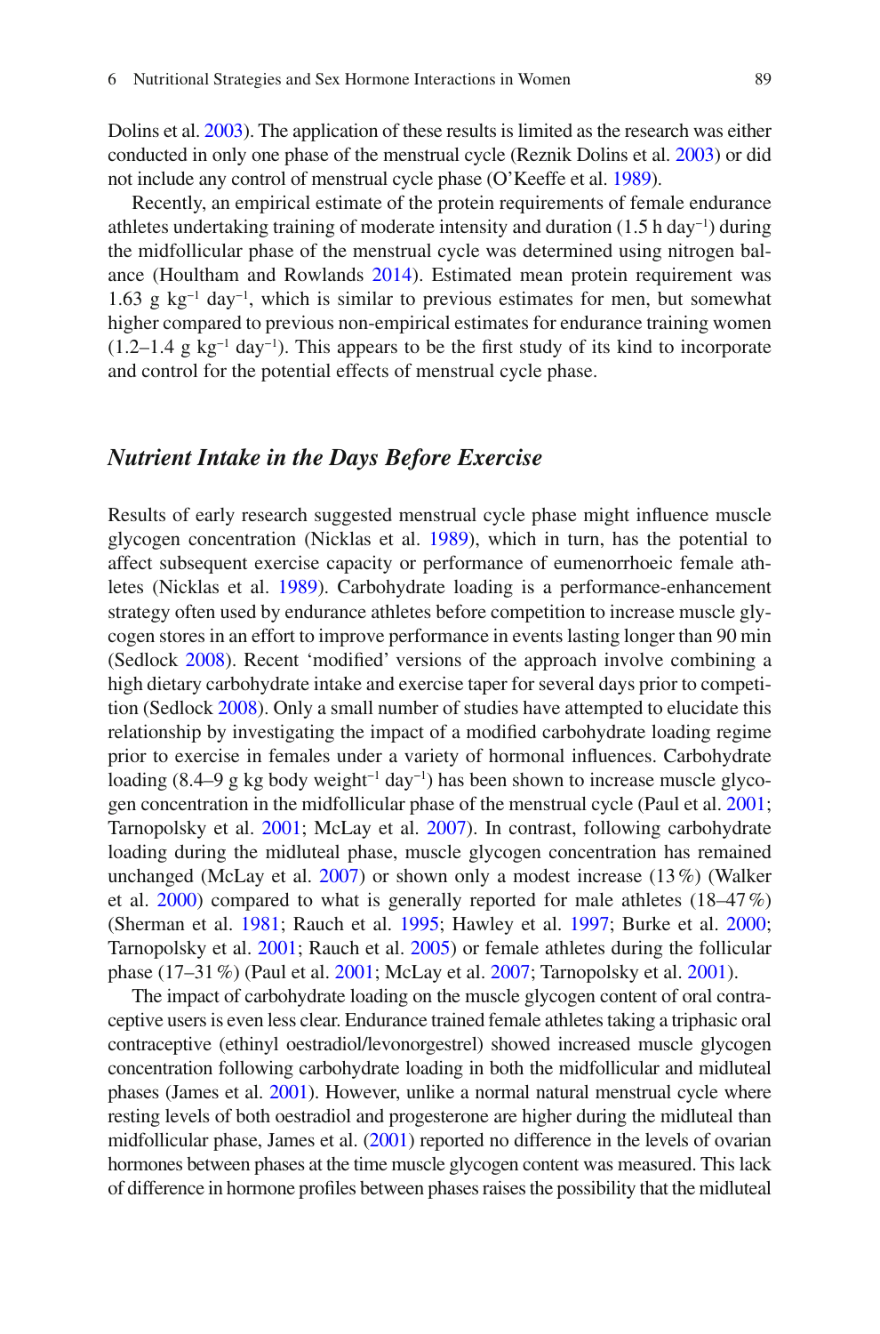Dolins et al. 2003). The application of these results is limited as the research was either conducted in only one phase of the menstrual cycle (Reznik Dolins et al. 2003) or did not include any control of menstrual cycle phase (O'Keeffe et al. 1989).

Recently, an empirical estimate of the protein requirements of female endurance athletes undertaking training of moderate intensity and duration (1.5 h day$^{-1}$) during the midfollicular phase of the menstrual cycle was determined using nitrogen balance (Houltham and Rowlands 2014). Estimated mean protein requirement was 1.63 g kg$^{-1}$ day$^{-1}$, which is similar to previous estimates for men, but somewhat higher compared to previous non-empirical estimates for endurance training women (1.2–1.4 g kg$^{-1}$ day$^{-1}$). This appears to be the first study of its kind to incorporate and control for the potential effects of menstrual cycle phase.

### *Nutrient Intake in the Days Before Exercise*

Results of early research suggested menstrual cycle phase might influence muscle glycogen concentration (Nicklas et al. 1989), which in turn, has the potential to affect subsequent exercise capacity or performance of eumenorrhoeic female athletes (Nicklas et al. 1989). Carbohydrate loading is a performance-enhancement strategy often used by endurance athletes before competition to increase muscle glycogen stores in an effort to improve performance in events lasting longer than 90 min (Sedlock 2008). Recent 'modified' versions of the approach involve combining a high dietary carbohydrate intake and exercise taper for several days prior to competition (Sedlock 2008). Only a small number of studies have attempted to elucidate this relationship by investigating the impact of a modified carbohydrate loading regime prior to exercise in females under a variety of hormonal influences. Carbohydrate loading (8.4–9 g kg body weight$^{-1}$ day$^{-1}$) has been shown to increase muscle glycogen concentration in the midfollicular phase of the menstrual cycle (Paul et al. 2001; Tarnopolsky et al. 2001; McLay et al. 2007). In contrast, following carbohydrate loading during the midluteal phase, muscle glycogen concentration has remained unchanged (McLay et al. 2007) or shown only a modest increase (13 %) (Walker et al. 2000) compared to what is generally reported for male athletes (18–47 %) (Sherman et al. 1981; Rauch et al. 1995; Hawley et al. 1997; Burke et al. 2000; Tarnopolsky et al. 2001; Rauch et al. 2005) or female athletes during the follicular phase (17–31 %) (Paul et al. 2001; McLay et al. 2007; Tarnopolsky et al. 2001).

The impact of carbohydrate loading on the muscle glycogen content of oral contraceptive users is even less clear. Endurance trained female athletes taking a triphasic oral contraceptive (ethinyl oestradiol/levonorgestrel) showed increased muscle glycogen concentration following carbohydrate loading in both the midfollicular and midluteal phases (James et al. 2001). However, unlike a normal natural menstrual cycle where resting levels of both oestradiol and progesterone are higher during the midluteal than midfollicular phase, James et al. (2001) reported no difference in the levels of ovarian hormones between phases at the time muscle glycogen content was measured. This lack of difference in hormone profiles between phases raises the possibility that the midluteal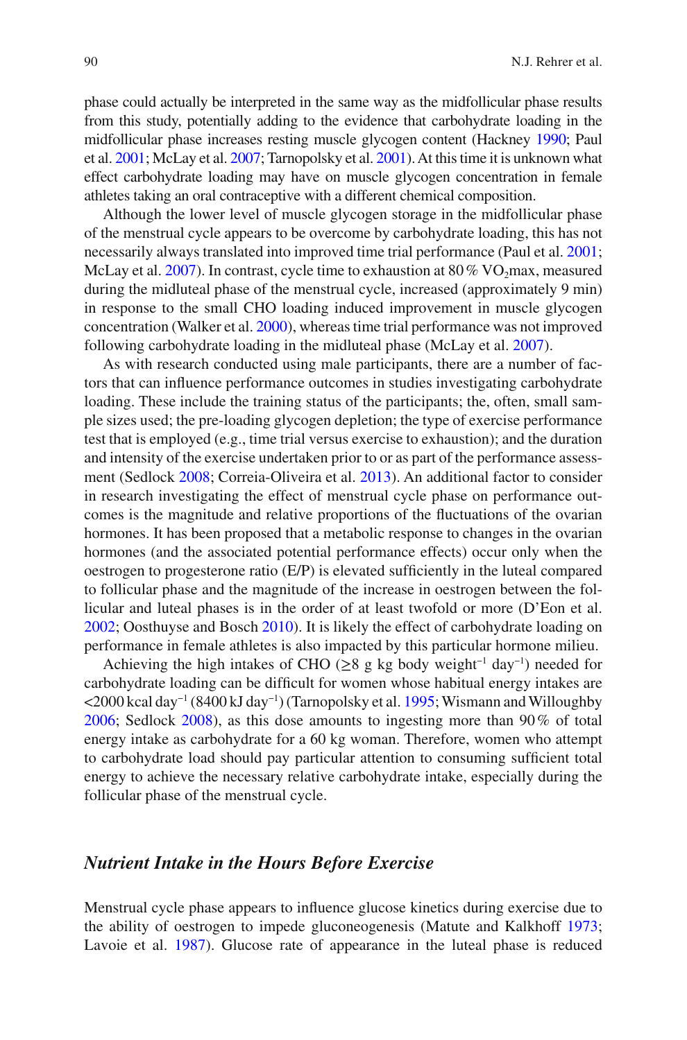phase could actually be interpreted in the same way as the midfollicular phase results from this study, potentially adding to the evidence that carbohydrate loading in the midfollicular phase increases resting muscle glycogen content (Hackney 1990; Paul et al. 2001; McLay et al. 2007; Tarnopolsky et al. 2001). At this time it is unknown what effect carbohydrate loading may have on muscle glycogen concentration in female athletes taking an oral contraceptive with a different chemical composition.

Although the lower level of muscle glycogen storage in the midfollicular phase of the menstrual cycle appears to be overcome by carbohydrate loading, this has not necessarily always translated into improved time trial performance (Paul et al. 2001; McLay et al. 2007). In contrast, cycle time to exhaustion at 80 % $VO_2$max, measured during the midluteal phase of the menstrual cycle, increased (approximately 9 min) in response to the small CHO loading induced improvement in muscle glycogen concentration (Walker et al. 2000), whereas time trial performance was not improved following carbohydrate loading in the midluteal phase (McLay et al. 2007).

As with research conducted using male participants, there are a number of factors that can influence performance outcomes in studies investigating carbohydrate loading. These include the training status of the participants; the, often, small sample sizes used; the pre-loading glycogen depletion; the type of exercise performance test that is employed (e.g., time trial versus exercise to exhaustion); and the duration and intensity of the exercise undertaken prior to or as part of the performance assessment (Sedlock 2008; Correia-Oliveira et al. 2013). An additional factor to consider in research investigating the effect of menstrual cycle phase on performance outcomes is the magnitude and relative proportions of the fluctuations of the ovarian hormones. It has been proposed that a metabolic response to changes in the ovarian hormones (and the associated potential performance effects) occur only when the oestrogen to progesterone ratio (E/P) is elevated sufficiently in the luteal compared to follicular phase and the magnitude of the increase in oestrogen between the follicular and luteal phases is in the order of at least twofold or more (D'Eon et al. 2002; Oosthuyse and Bosch 2010). It is likely the effect of carbohydrate loading on performance in female athletes is also impacted by this particular hormone milieu.

Achieving the high intakes of CHO ($\geq$8 g kg body weight$^{-1}$ day$^{-1}$) needed for carbohydrate loading can be difficult for women whose habitual energy intakes are <2000 kcal day$^{-1}$ (8400 kJ day$^{-1}$) (Tarnopolsky et al. 1995; Wismann and Willoughby 2006; Sedlock 2008), as this dose amounts to ingesting more than 90 % of total energy intake as carbohydrate for a 60 kg woman. Therefore, women who attempt to carbohydrate load should pay particular attention to consuming sufficient total energy to achieve the necessary relative carbohydrate intake, especially during the follicular phase of the menstrual cycle.

### *Nutrient Intake in the Hours Before Exercise*

Menstrual cycle phase appears to influence glucose kinetics during exercise due to the ability of oestrogen to impede gluconeogenesis (Matute and Kalkhoff 1973; Lavoie et al. 1987). Glucose rate of appearance in the luteal phase is reduced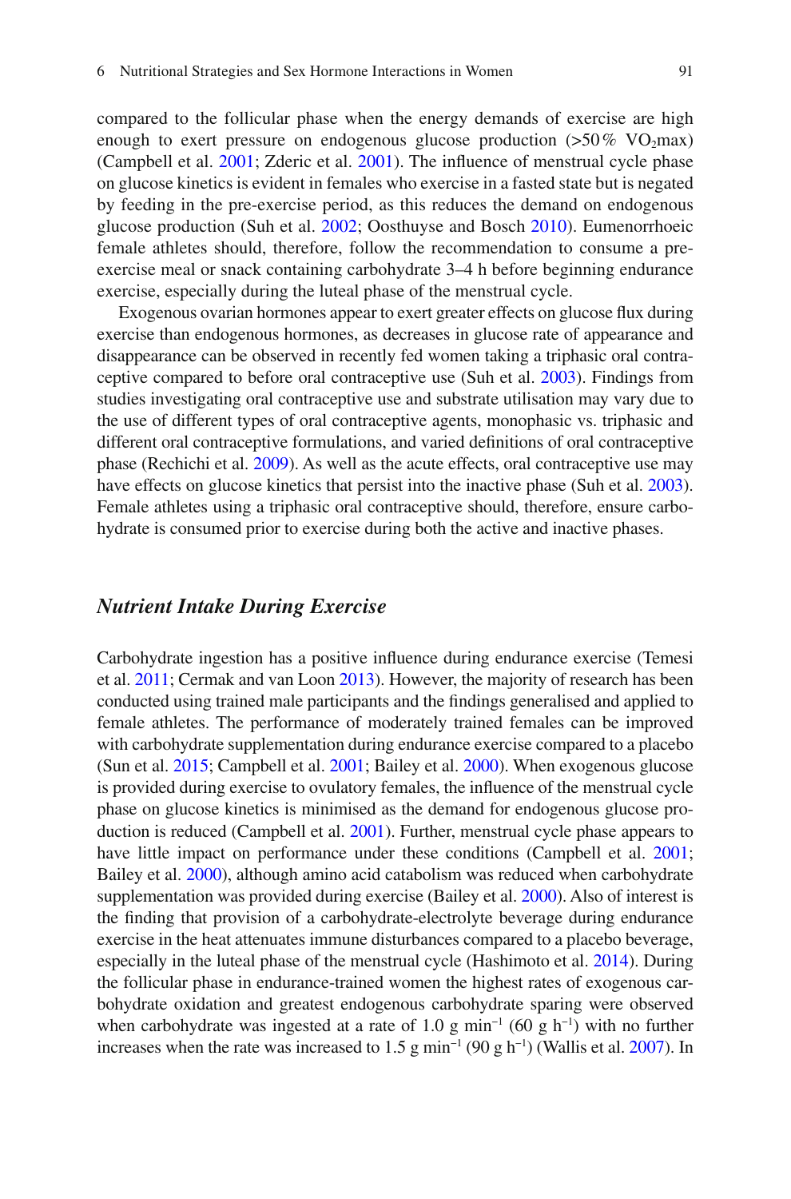compared to the follicular phase when the energy demands of exercise are high enough to exert pressure on endogenous glucose production (>50% $VO_2$max) (Campbell et al. 2001; Zderic et al. 2001). The influence of menstrual cycle phase on glucose kinetics is evident in females who exercise in a fasted state but is negated by feeding in the pre-exercise period, as this reduces the demand on endogenous glucose production (Suh et al. 2002; Oosthuyse and Bosch 2010). Eumenorrhoeic female athletes should, therefore, follow the recommendation to consume a pre-exercise meal or snack containing carbohydrate 3–4 h before beginning endurance exercise, especially during the luteal phase of the menstrual cycle.

Exogenous ovarian hormones appear to exert greater effects on glucose flux during exercise than endogenous hormones, as decreases in glucose rate of appearance and disappearance can be observed in recently fed women taking a triphasic oral contraceptive compared to before oral contraceptive use (Suh et al. 2003). Findings from studies investigating oral contraceptive use and substrate utilisation may vary due to the use of different types of oral contraceptive agents, monophasic vs. triphasic and different oral contraceptive formulations, and varied definitions of oral contraceptive phase (Rechichi et al. 2009). As well as the acute effects, oral contraceptive use may have effects on glucose kinetics that persist into the inactive phase (Suh et al. 2003). Female athletes using a triphasic oral contraceptive should, therefore, ensure carbohydrate is consumed prior to exercise during both the active and inactive phases.

## *Nutrient Intake During Exercise*

Carbohydrate ingestion has a positive influence during endurance exercise (Temesi et al. 2011; Cermak and van Loon 2013). However, the majority of research has been conducted using trained male participants and the findings generalised and applied to female athletes. The performance of moderately trained females can be improved with carbohydrate supplementation during endurance exercise compared to a placebo (Sun et al. 2015; Campbell et al. 2001; Bailey et al. 2000). When exogenous glucose is provided during exercise to ovulatory females, the influence of the menstrual cycle phase on glucose kinetics is minimised as the demand for endogenous glucose production is reduced (Campbell et al. 2001). Further, menstrual cycle phase appears to have little impact on performance under these conditions (Campbell et al. 2001; Bailey et al. 2000), although amino acid catabolism was reduced when carbohydrate supplementation was provided during exercise (Bailey et al. 2000). Also of interest is the finding that provision of a carbohydrate-electrolyte beverage during endurance exercise in the heat attenuates immune disturbances compared to a placebo beverage, especially in the luteal phase of the menstrual cycle (Hashimoto et al. 2014). During the follicular phase in endurance-trained women the highest rates of exogenous carbohydrate oxidation and greatest endogenous carbohydrate sparing were observed when carbohydrate was ingested at a rate of 1.0 g $min^{-1}$ (60 g $h^{-1}$) with no further increases when the rate was increased to 1.5 g $min^{-1}$ (90 g $h^{-1}$) (Wallis et al. 2007). In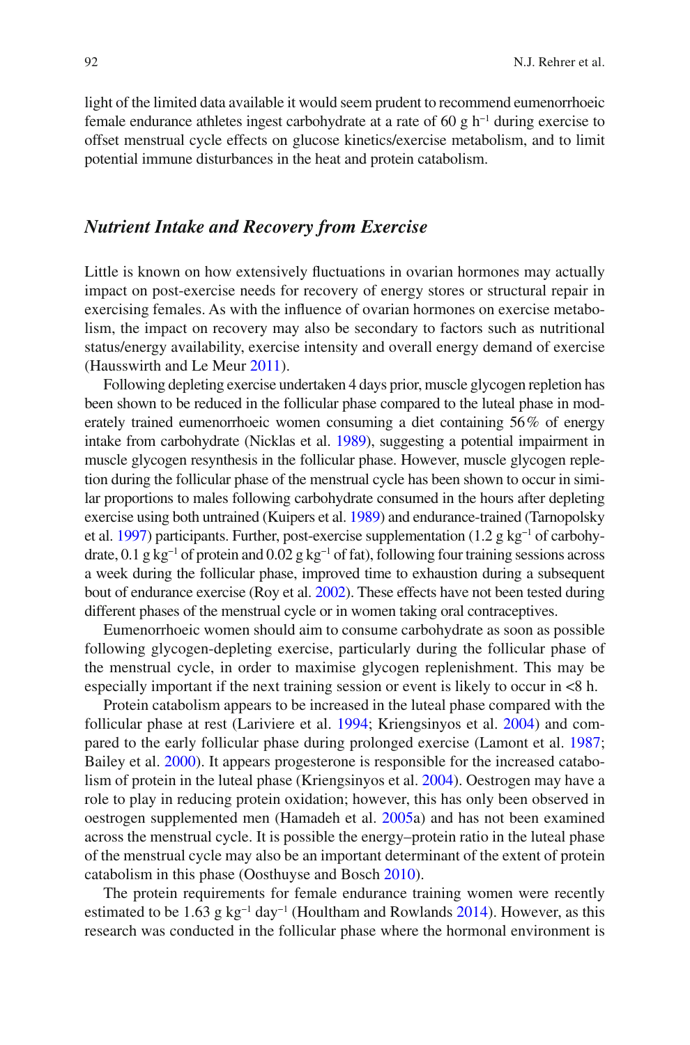light of the limited data available it would seem prudent to recommend eumenorrhoeic female endurance athletes ingest carbohydrate at a rate of 60 g $h^{-1}$ during exercise to offset menstrual cycle effects on glucose kinetics/exercise metabolism, and to limit potential immune disturbances in the heat and protein catabolism.

### *Nutrient Intake and Recovery from Exercise*

Little is known on how extensively fluctuations in ovarian hormones may actually impact on post-exercise needs for recovery of energy stores or structural repair in exercising females. As with the influence of ovarian hormones on exercise metabolism, the impact on recovery may also be secondary to factors such as nutritional status/energy availability, exercise intensity and overall energy demand of exercise (Hausswirth and Le Meur 2011).

Following depleting exercise undertaken 4 days prior, muscle glycogen repletion has been shown to be reduced in the follicular phase compared to the luteal phase in moderately trained eumenorrhoeic women consuming a diet containing 56% of energy intake from carbohydrate (Nicklas et al. 1989), suggesting a potential impairment in muscle glycogen resynthesis in the follicular phase. However, muscle glycogen repletion during the follicular phase of the menstrual cycle has been shown to occur in similar proportions to males following carbohydrate consumed in the hours after depleting exercise using both untrained (Kuipers et al. 1989) and endurance-trained (Tarnopolsky et al. 1997) participants. Further, post-exercise supplementation (1.2 g $kg^{-1}$ of carbohydrate, 0.1 g $kg^{-1}$ of protein and 0.02 g $kg^{-1}$ of fat), following four training sessions across a week during the follicular phase, improved time to exhaustion during a subsequent bout of endurance exercise (Roy et al. 2002). These effects have not been tested during different phases of the menstrual cycle or in women taking oral contraceptives.

Eumenorrhoeic women should aim to consume carbohydrate as soon as possible following glycogen-depleting exercise, particularly during the follicular phase of the menstrual cycle, in order to maximise glycogen replenishment. This may be especially important if the next training session or event is likely to occur in <8 h.

Protein catabolism appears to be increased in the luteal phase compared with the follicular phase at rest (Lariviere et al. 1994; Kriengsinyos et al. 2004) and compared to the early follicular phase during prolonged exercise (Lamont et al. 1987; Bailey et al. 2000). It appears progesterone is responsible for the increased catabolism of protein in the luteal phase (Kriengsinyos et al. 2004). Oestrogen may have a role to play in reducing protein oxidation; however, this has only been observed in oestrogen supplemented men (Hamadeh et al. 2005a) and has not been examined across the menstrual cycle. It is possible the energy–protein ratio in the luteal phase of the menstrual cycle may also be an important determinant of the extent of protein catabolism in this phase (Oosthuyse and Bosch 2010).

The protein requirements for female endurance training women were recently estimated to be 1.63 g $kg^{-1}$ $day^{-1}$ (Houltham and Rowlands 2014). However, as this research was conducted in the follicular phase where the hormonal environment is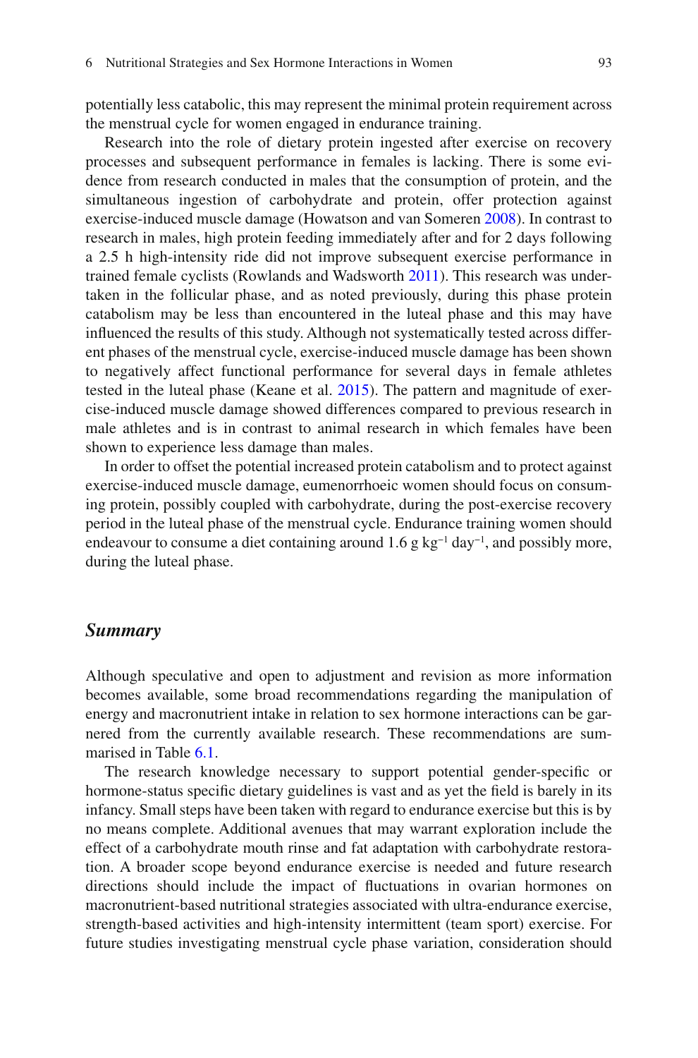potentially less catabolic, this may represent the minimal protein requirement across the menstrual cycle for women engaged in endurance training.

Research into the role of dietary protein ingested after exercise on recovery processes and subsequent performance in females is lacking. There is some evidence from research conducted in males that the consumption of protein, and the simultaneous ingestion of carbohydrate and protein, offer protection against exercise-induced muscle damage (Howatson and van Someren 2008). In contrast to research in males, high protein feeding immediately after and for 2 days following a 2.5 h high-intensity ride did not improve subsequent exercise performance in trained female cyclists (Rowlands and Wadsworth 2011). This research was undertaken in the follicular phase, and as noted previously, during this phase protein catabolism may be less than encountered in the luteal phase and this may have influenced the results of this study. Although not systematically tested across different phases of the menstrual cycle, exercise-induced muscle damage has been shown to negatively affect functional performance for several days in female athletes tested in the luteal phase (Keane et al. 2015). The pattern and magnitude of exercise-induced muscle damage showed differences compared to previous research in male athletes and is in contrast to animal research in which females have been shown to experience less damage than males.

In order to offset the potential increased protein catabolism and to protect against exercise-induced muscle damage, eumenorrhoeic women should focus on consuming protein, possibly coupled with carbohydrate, during the post-exercise recovery period in the luteal phase of the menstrual cycle. Endurance training women should endeavour to consume a diet containing around 1.6 g $kg^{-1}$ $day^{-1}$, and possibly more, during the luteal phase.

### *Summary*

Although speculative and open to adjustment and revision as more information becomes available, some broad recommendations regarding the manipulation of energy and macronutrient intake in relation to sex hormone interactions can be garnered from the currently available research. These recommendations are summarised in Table 6.1.

The research knowledge necessary to support potential gender-specific or hormone-status specific dietary guidelines is vast and as yet the field is barely in its infancy. Small steps have been taken with regard to endurance exercise but this is by no means complete. Additional avenues that may warrant exploration include the effect of a carbohydrate mouth rinse and fat adaptation with carbohydrate restoration. A broader scope beyond endurance exercise is needed and future research directions should include the impact of fluctuations in ovarian hormones on macronutrient-based nutritional strategies associated with ultra-endurance exercise, strength-based activities and high-intensity intermittent (team sport) exercise. For future studies investigating menstrual cycle phase variation, consideration should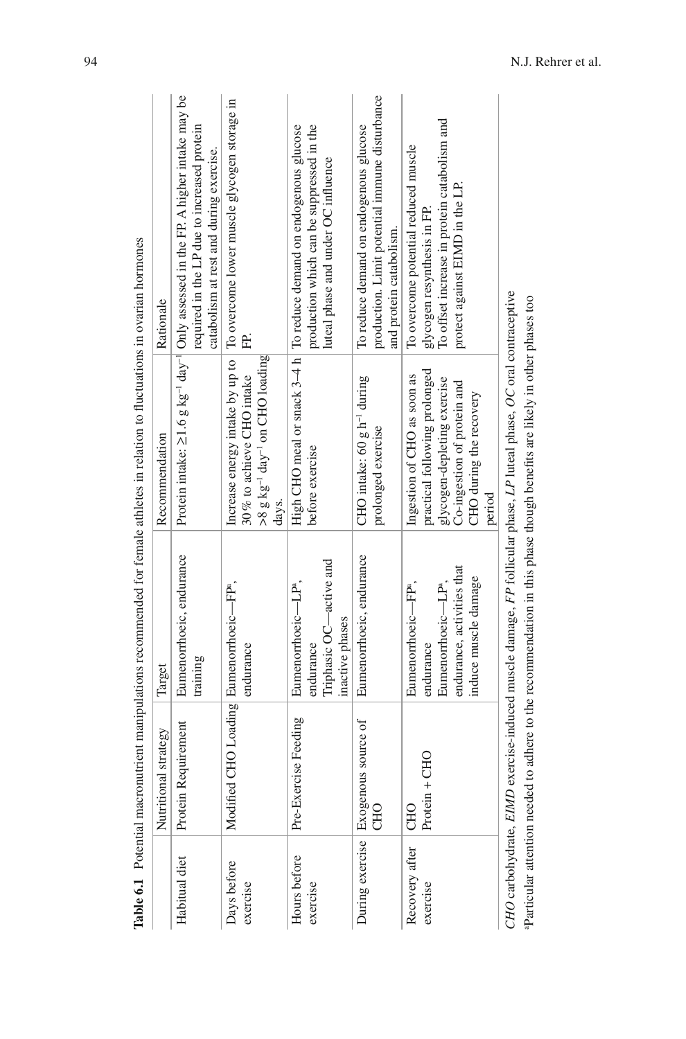**Table 6.1** Potential macronutrient manipulations recommended for female athletes in relation to fluctuations in ovarian hormones

| | Nutritional strategy | Target | Recommendation | Rationale |
|---|---|---|---|---|
| Habitual diet | Protein Requirement | Eumenorrhoeic, endurance training | Protein intake: ≥1.6 g kg$^{-1}$ day$^{-1}$ | Only assessed in the FP. A higher intake may be required in the LP due to increased protein catabolism at rest and during exercise. |
| Days before exercise | Modified CHO Loading | Eumenorrhoeic—FP[a], endurance | Increase energy intake by up to 30 % to achieve CHO intake >8 g kg$^{-1}$ day$^{-1}$ on CHO loading days. | To overcome lower muscle glycogen storage in FP. |
| Hours before exercise | Pre-Exercise Feeding | Eumenorrhoeic—LP[a], endurance<br>Triphasic OC—active and inactive phases | High CHO meal or snack 3–4 h before exercise | To reduce demand on endogenous glucose production which can be suppressed in the luteal phase and under OC influence |
| During exercise | Exogenous source of CHO | Eumenorrhoeic, endurance | CHO intake: 60 g h$^{-1}$ during prolonged exercise | To reduce demand on endogenous glucose production. Limit potential immune disturbance and protein catabolism. |
| Recovery after exercise | CHO<br>Protein + CHO | Eumenorrhoeic—FP[a], endurance<br>Eumenorrhoeic—LP[a], endurance, activities that induce muscle damage | Ingestion of CHO as soon as practical following prolonged glycogen-depleting exercise<br>Co-ingestion of protein and CHO during the recovery period | To overcome potential reduced muscle glycogen resynthesis in FP.<br>To offset increase in protein catabolism and protect against EIMD in the LP. |

*CHO* carbohydrate, *EIMD* exercise-induced muscle damage, *FP* follicular phase, *LP* luteal phase, *OC* oral contraceptive
[a]Particular attention needed to adhere to the recommendation in this phase though benefits are likely in other phases too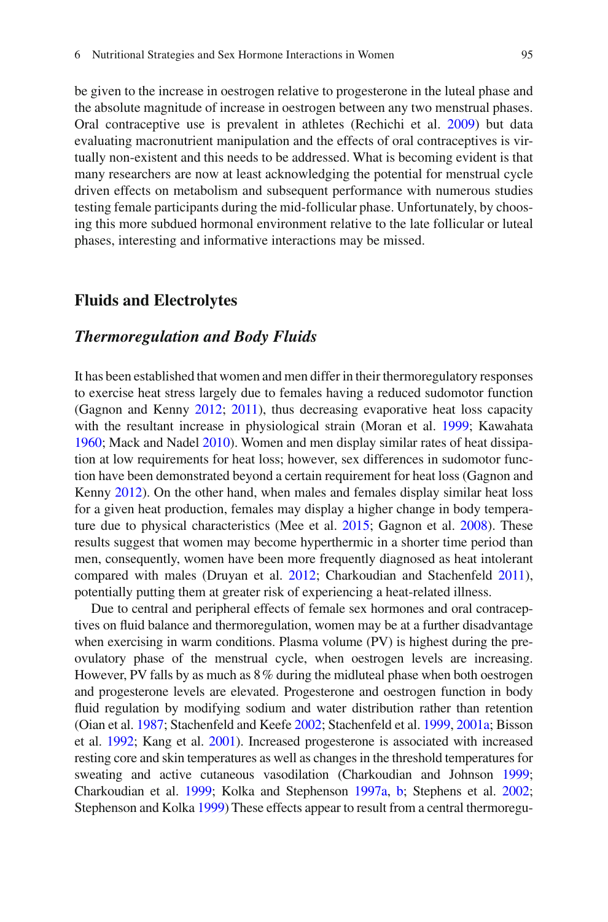be given to the increase in oestrogen relative to progesterone in the luteal phase and the absolute magnitude of increase in oestrogen between any two menstrual phases. Oral contraceptive use is prevalent in athletes (Rechichi et al. 2009) but data evaluating macronutrient manipulation and the effects of oral contraceptives is virtually non-existent and this needs to be addressed. What is becoming evident is that many researchers are now at least acknowledging the potential for menstrual cycle driven effects on metabolism and subsequent performance with numerous studies testing female participants during the mid-follicular phase. Unfortunately, by choosing this more subdued hormonal environment relative to the late follicular or luteal phases, interesting and informative interactions may be missed.

## Fluids and Electrolytes

### *Thermoregulation and Body Fluids*

It has been established that women and men differ in their thermoregulatory responses to exercise heat stress largely due to females having a reduced sudomotor function (Gagnon and Kenny 2012; 2011), thus decreasing evaporative heat loss capacity with the resultant increase in physiological strain (Moran et al. 1999; Kawahata 1960; Mack and Nadel 2010). Women and men display similar rates of heat dissipation at low requirements for heat loss; however, sex differences in sudomotor function have been demonstrated beyond a certain requirement for heat loss (Gagnon and Kenny 2012). On the other hand, when males and females display similar heat loss for a given heat production, females may display a higher change in body temperature due to physical characteristics (Mee et al. 2015; Gagnon et al. 2008). These results suggest that women may become hyperthermic in a shorter time period than men, consequently, women have been more frequently diagnosed as heat intolerant compared with males (Druyan et al. 2012; Charkoudian and Stachenfeld 2011), potentially putting them at greater risk of experiencing a heat-related illness.

Due to central and peripheral effects of female sex hormones and oral contraceptives on fluid balance and thermoregulation, women may be at a further disadvantage when exercising in warm conditions. Plasma volume (PV) is highest during the pre-ovulatory phase of the menstrual cycle, when oestrogen levels are increasing. However, PV falls by as much as 8 % during the midluteal phase when both oestrogen and progesterone levels are elevated. Progesterone and oestrogen function in body fluid regulation by modifying sodium and water distribution rather than retention (Oian et al. 1987; Stachenfeld and Keefe 2002; Stachenfeld et al. 1999, 2001a; Bisson et al. 1992; Kang et al. 2001). Increased progesterone is associated with increased resting core and skin temperatures as well as changes in the threshold temperatures for sweating and active cutaneous vasodilation (Charkoudian and Johnson 1999; Charkoudian et al. 1999; Kolka and Stephenson 1997a, b; Stephens et al. 2002; Stephenson and Kolka 1999) These effects appear to result from a central thermoregu-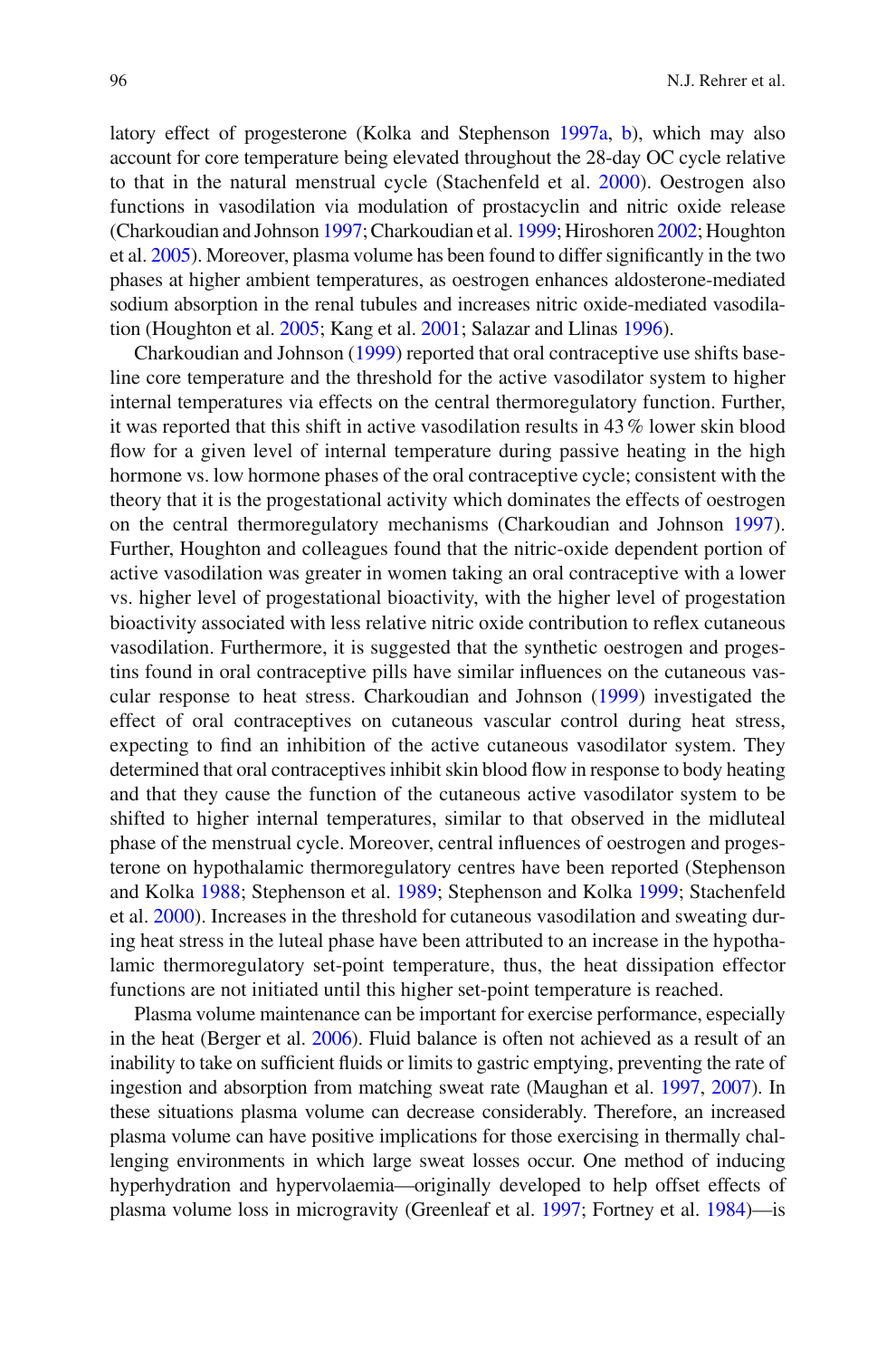latory effect of progesterone (Kolka and Stephenson 1997a, b), which may also account for core temperature being elevated throughout the 28-day OC cycle relative to that in the natural menstrual cycle (Stachenfeld et al. 2000). Oestrogen also functions in vasodilation via modulation of prostacyclin and nitric oxide release (Charkoudian and Johnson 1997; Charkoudian et al. 1999; Hiroshoren 2002; Houghton et al. 2005). Moreover, plasma volume has been found to differ significantly in the two phases at higher ambient temperatures, as oestrogen enhances aldosterone-mediated sodium absorption in the renal tubules and increases nitric oxide-mediated vasodilation (Houghton et al. 2005; Kang et al. 2001; Salazar and Llinas 1996).

Charkoudian and Johnson (1999) reported that oral contraceptive use shifts baseline core temperature and the threshold for the active vasodilator system to higher internal temperatures via effects on the central thermoregulatory function. Further, it was reported that this shift in active vasodilation results in 43 % lower skin blood flow for a given level of internal temperature during passive heating in the high hormone vs. low hormone phases of the oral contraceptive cycle; consistent with the theory that it is the progestational activity which dominates the effects of oestrogen on the central thermoregulatory mechanisms (Charkoudian and Johnson 1997). Further, Houghton and colleagues found that the nitric-oxide dependent portion of active vasodilation was greater in women taking an oral contraceptive with a lower vs. higher level of progestational bioactivity, with the higher level of progestation bioactivity associated with less relative nitric oxide contribution to reflex cutaneous vasodilation. Furthermore, it is suggested that the synthetic oestrogen and progestins found in oral contraceptive pills have similar influences on the cutaneous vascular response to heat stress. Charkoudian and Johnson (1999) investigated the effect of oral contraceptives on cutaneous vascular control during heat stress, expecting to find an inhibition of the active cutaneous vasodilator system. They determined that oral contraceptives inhibit skin blood flow in response to body heating and that they cause the function of the cutaneous active vasodilator system to be shifted to higher internal temperatures, similar to that observed in the midluteal phase of the menstrual cycle. Moreover, central influences of oestrogen and progesterone on hypothalamic thermoregulatory centres have been reported (Stephenson and Kolka 1988; Stephenson et al. 1989; Stephenson and Kolka 1999; Stachenfeld et al. 2000). Increases in the threshold for cutaneous vasodilation and sweating during heat stress in the luteal phase have been attributed to an increase in the hypothalamic thermoregulatory set-point temperature, thus, the heat dissipation effector functions are not initiated until this higher set-point temperature is reached.

Plasma volume maintenance can be important for exercise performance, especially in the heat (Berger et al. 2006). Fluid balance is often not achieved as a result of an inability to take on sufficient fluids or limits to gastric emptying, preventing the rate of ingestion and absorption from matching sweat rate (Maughan et al. 1997, 2007). In these situations plasma volume can decrease considerably. Therefore, an increased plasma volume can have positive implications for those exercising in thermally challenging environments in which large sweat losses occur. One method of inducing hyperhydration and hypervolaemia—originally developed to help offset effects of plasma volume loss in microgravity (Greenleaf et al. 1997; Fortney et al. 1984)—is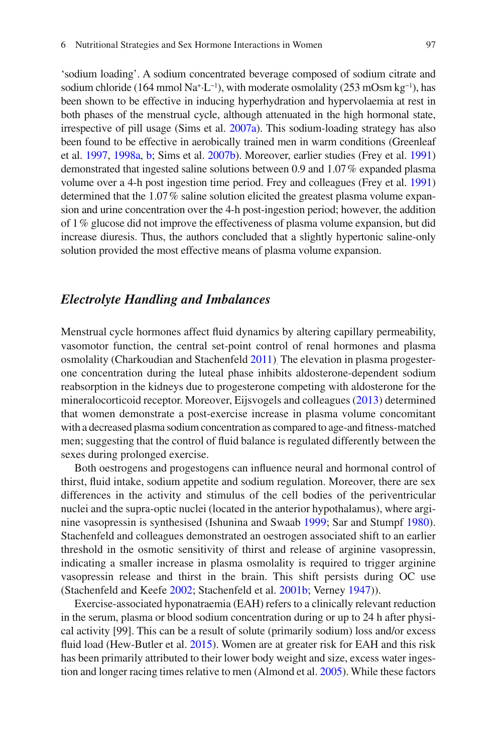'sodium loading'. A sodium concentrated beverage composed of sodium citrate and sodium chloride (164 mmol $Na^{+}{\cdot}L^{-1}$), with moderate osmolality (253 mOsm $kg^{-1}$), has been shown to be effective in inducing hyperhydration and hypervolaemia at rest in both phases of the menstrual cycle, although attenuated in the high hormonal state, irrespective of pill usage (Sims et al. 2007a). This sodium-loading strategy has also been found to be effective in aerobically trained men in warm conditions (Greenleaf et al. 1997, 1998a, b; Sims et al. 2007b). Moreover, earlier studies (Frey et al. 1991) demonstrated that ingested saline solutions between 0.9 and 1.07 % expanded plasma volume over a 4-h post ingestion time period. Frey and colleagues (Frey et al. 1991) determined that the 1.07 % saline solution elicited the greatest plasma volume expansion and urine concentration over the 4-h post-ingestion period; however, the addition of 1 % glucose did not improve the effectiveness of plasma volume expansion, but did increase diuresis. Thus, the authors concluded that a slightly hypertonic saline-only solution provided the most effective means of plasma volume expansion.

### *Electrolyte Handling and Imbalances*

Menstrual cycle hormones affect fluid dynamics by altering capillary permeability, vasomotor function, the central set-point control of renal hormones and plasma osmolality (Charkoudian and Stachenfeld 2011). The elevation in plasma progesterone concentration during the luteal phase inhibits aldosterone-dependent sodium reabsorption in the kidneys due to progesterone competing with aldosterone for the mineralocorticoid receptor. Moreover, Eijsvogels and colleagues (2013) determined that women demonstrate a post-exercise increase in plasma volume concomitant with a decreased plasma sodium concentration as compared to age-and fitness-matched men; suggesting that the control of fluid balance is regulated differently between the sexes during prolonged exercise.

Both oestrogens and progestogens can influence neural and hormonal control of thirst, fluid intake, sodium appetite and sodium regulation. Moreover, there are sex differences in the activity and stimulus of the cell bodies of the periventricular nuclei and the supra-optic nuclei (located in the anterior hypothalamus), where arginine vasopressin is synthesised (Ishunina and Swaab 1999; Sar and Stumpf 1980). Stachenfeld and colleagues demonstrated an oestrogen associated shift to an earlier threshold in the osmotic sensitivity of thirst and release of arginine vasopressin, indicating a smaller increase in plasma osmolality is required to trigger arginine vasopressin release and thirst in the brain. This shift persists during OC use (Stachenfeld and Keefe 2002; Stachenfeld et al. 2001b; Verney 1947)).

Exercise-associated hyponatraemia (EAH) refers to a clinically relevant reduction in the serum, plasma or blood sodium concentration during or up to 24 h after physical activity [99]. This can be a result of solute (primarily sodium) loss and/or excess fluid load (Hew-Butler et al. 2015). Women are at greater risk for EAH and this risk has been primarily attributed to their lower body weight and size, excess water ingestion and longer racing times relative to men (Almond et al. 2005). While these factors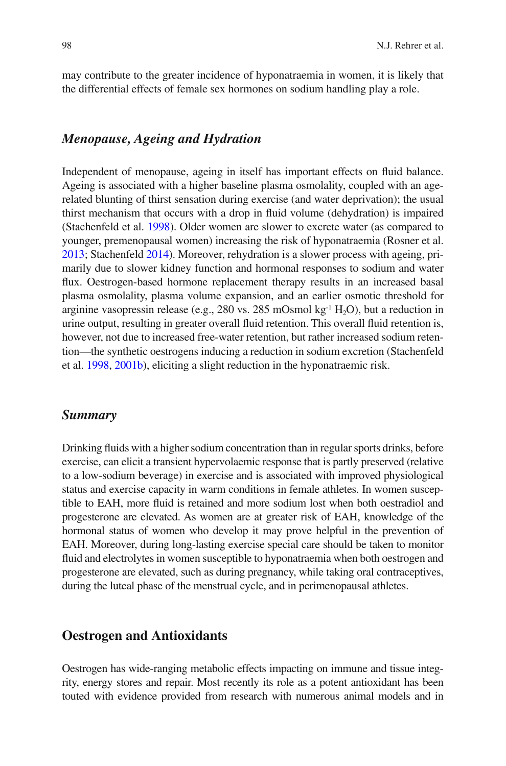may contribute to the greater incidence of hyponatraemia in women, it is likely that the differential effects of female sex hormones on sodium handling play a role.

### *Menopause, Ageing and Hydration*

Independent of menopause, ageing in itself has important effects on fluid balance. Ageing is associated with a higher baseline plasma osmolality, coupled with an age-related blunting of thirst sensation during exercise (and water deprivation); the usual thirst mechanism that occurs with a drop in fluid volume (dehydration) is impaired (Stachenfeld et al. 1998). Older women are slower to excrete water (as compared to younger, premenopausal women) increasing the risk of hyponatraemia (Rosner et al. 2013; Stachenfeld 2014). Moreover, rehydration is a slower process with ageing, primarily due to slower kidney function and hormonal responses to sodium and water flux. Oestrogen-based hormone replacement therapy results in an increased basal plasma osmolality, plasma volume expansion, and an earlier osmotic threshold for arginine vasopressin release (e.g., 280 vs. 285 mOsmol $kg^{-1}$ $H_2O$), but a reduction in urine output, resulting in greater overall fluid retention. This overall fluid retention is, however, not due to increased free-water retention, but rather increased sodium retention—the synthetic oestrogens inducing a reduction in sodium excretion (Stachenfeld et al. 1998, 2001b), eliciting a slight reduction in the hyponatraemic risk.

### *Summary*

Drinking fluids with a higher sodium concentration than in regular sports drinks, before exercise, can elicit a transient hypervolaemic response that is partly preserved (relative to a low-sodium beverage) in exercise and is associated with improved physiological status and exercise capacity in warm conditions in female athletes. In women susceptible to EAH, more fluid is retained and more sodium lost when both oestradiol and progesterone are elevated. As women are at greater risk of EAH, knowledge of the hormonal status of women who develop it may prove helpful in the prevention of EAH. Moreover, during long-lasting exercise special care should be taken to monitor fluid and electrolytes in women susceptible to hyponatraemia when both oestrogen and progesterone are elevated, such as during pregnancy, while taking oral contraceptives, during the luteal phase of the menstrual cycle, and in perimenopausal athletes.

## Oestrogen and Antioxidants

Oestrogen has wide-ranging metabolic effects impacting on immune and tissue integrity, energy stores and repair. Most recently its role as a potent antioxidant has been touted with evidence provided from research with numerous animal models and in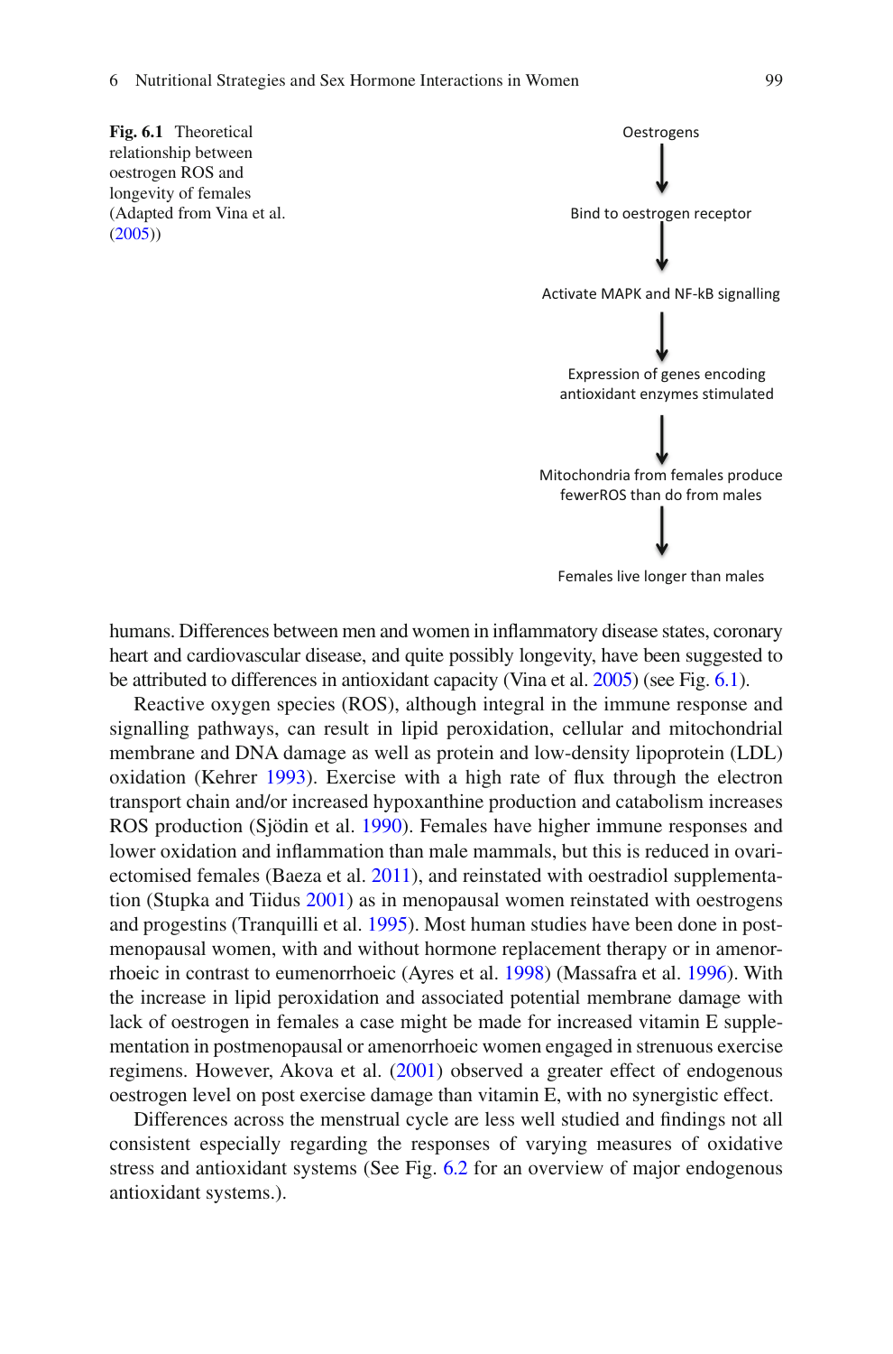**Fig. 6.1** Theoretical relationship between oestrogen ROS and longevity of females (Adapted from Vina et al. (2005))

Oestrogens

↓

Bind to oestrogen receptor

↓

Activate MAPK and NF-kB signalling

↓

Expression of genes encoding antioxidant enzymes stimulated

↓

Mitochondria from females produce fewerROS than do from males

↓

Females live longer than males

humans. Differences between men and women in inflammatory disease states, coronary heart and cardiovascular disease, and quite possibly longevity, have been suggested to be attributed to differences in antioxidant capacity (Vina et al. 2005) (see Fig. 6.1).

Reactive oxygen species (ROS), although integral in the immune response and signalling pathways, can result in lipid peroxidation, cellular and mitochondrial membrane and DNA damage as well as protein and low-density lipoprotein (LDL) oxidation (Kehrer 1993). Exercise with a high rate of flux through the electron transport chain and/or increased hypoxanthine production and catabolism increases ROS production (Sjödin et al. 1990). Females have higher immune responses and lower oxidation and inflammation than male mammals, but this is reduced in ovariectomised females (Baeza et al. 2011), and reinstated with oestradiol supplementation (Stupka and Tiidus 2001) as in menopausal women reinstated with oestrogens and progestins (Tranquilli et al. 1995). Most human studies have been done in postmenopausal women, with and without hormone replacement therapy or in amenorrhoeic in contrast to eumenorrhoeic (Ayres et al. 1998) (Massafra et al. 1996). With the increase in lipid peroxidation and associated potential membrane damage with lack of oestrogen in females a case might be made for increased vitamin E supplementation in postmenopausal or amenorrhoeic women engaged in strenuous exercise regimens. However, Akova et al. (2001) observed a greater effect of endogenous oestrogen level on post exercise damage than vitamin E, with no synergistic effect.

Differences across the menstrual cycle are less well studied and findings not all consistent especially regarding the responses of varying measures of oxidative stress and antioxidant systems (See Fig. 6.2 for an overview of major endogenous antioxidant systems.).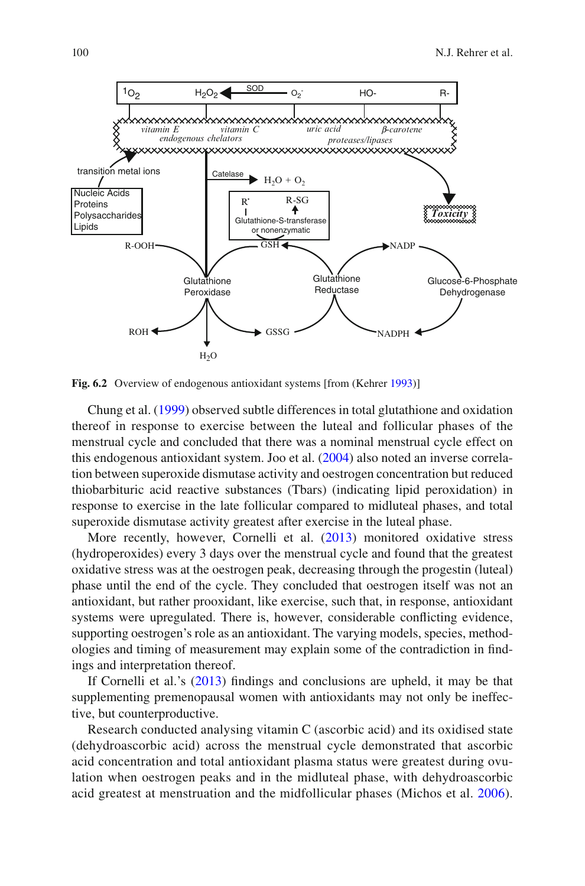**Fig. 6.2** Overview of endogenous antioxidant systems [from (Kehrer 1993)]

Chung et al. (1999) observed subtle differences in total glutathione and oxidation thereof in response to exercise between the luteal and follicular phases of the menstrual cycle and concluded that there was a nominal menstrual cycle effect on this endogenous antioxidant system. Joo et al. (2004) also noted an inverse correlation between superoxide dismutase activity and oestrogen concentration but reduced thiobarbituric acid reactive substances (Tbars) (indicating lipid peroxidation) in response to exercise in the late follicular compared to midluteal phases, and total superoxide dismutase activity greatest after exercise in the luteal phase.

More recently, however, Cornelli et al. (2013) monitored oxidative stress (hydroperoxides) every 3 days over the menstrual cycle and found that the greatest oxidative stress was at the oestrogen peak, decreasing through the progestin (luteal) phase until the end of the cycle. They concluded that oestrogen itself was not an antioxidant, but rather prooxidant, like exercise, such that, in response, antioxidant systems were upregulated. There is, however, considerable conflicting evidence, supporting oestrogen's role as an antioxidant. The varying models, species, methodologies and timing of measurement may explain some of the contradiction in findings and interpretation thereof.

If Cornelli et al.'s (2013) findings and conclusions are upheld, it may be that supplementing premenopausal women with antioxidants may not only be ineffective, but counterproductive.

Research conducted analysing vitamin C (ascorbic acid) and its oxidised state (dehydroascorbic acid) across the menstrual cycle demonstrated that ascorbic acid concentration and total antioxidant plasma status were greatest during ovulation when oestrogen peaks and in the midluteal phase, with dehydroascorbic acid greatest at menstruation and the midfollicular phases (Michos et al. 2006).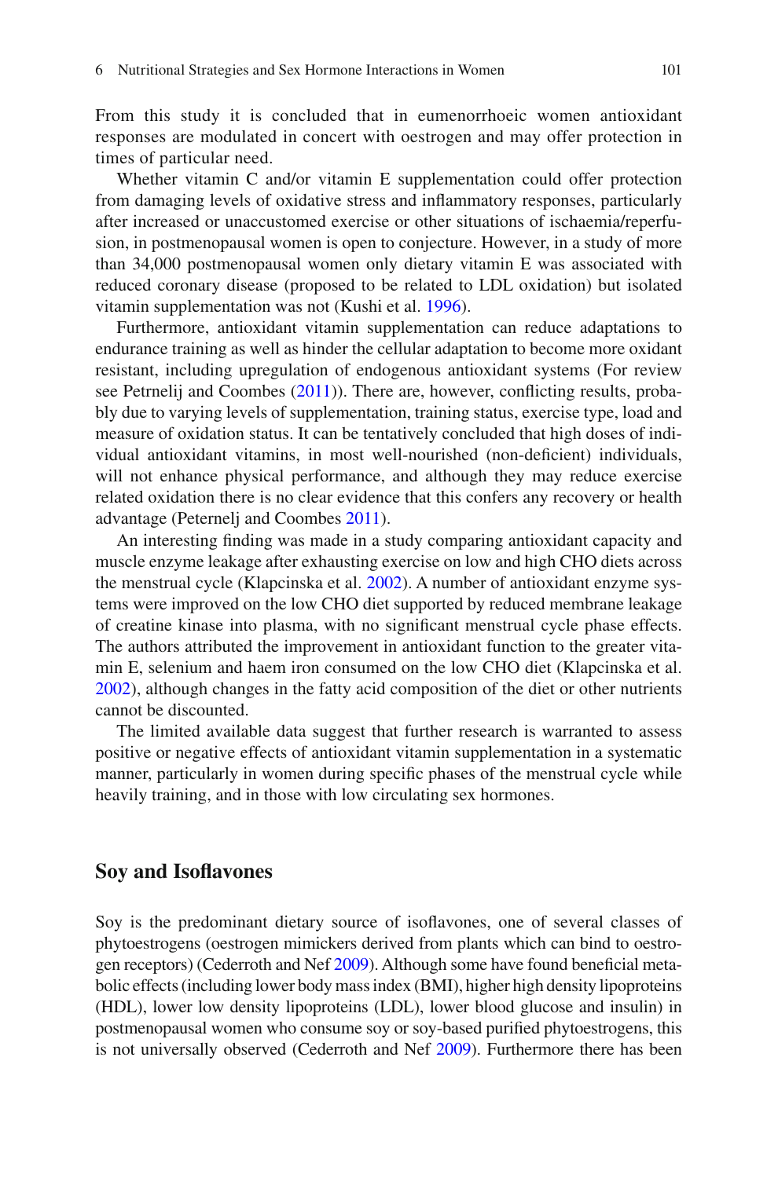From this study it is concluded that in eumenorrhoeic women antioxidant responses are modulated in concert with oestrogen and may offer protection in times of particular need.

Whether vitamin C and/or vitamin E supplementation could offer protection from damaging levels of oxidative stress and inflammatory responses, particularly after increased or unaccustomed exercise or other situations of ischaemia/reperfusion, in postmenopausal women is open to conjecture. However, in a study of more than 34,000 postmenopausal women only dietary vitamin E was associated with reduced coronary disease (proposed to be related to LDL oxidation) but isolated vitamin supplementation was not (Kushi et al. 1996).

Furthermore, antioxidant vitamin supplementation can reduce adaptations to endurance training as well as hinder the cellular adaptation to become more oxidant resistant, including upregulation of endogenous antioxidant systems (For review see Petrnelij and Coombes (2011)). There are, however, conflicting results, probably due to varying levels of supplementation, training status, exercise type, load and measure of oxidation status. It can be tentatively concluded that high doses of individual antioxidant vitamins, in most well-nourished (non-deficient) individuals, will not enhance physical performance, and although they may reduce exercise related oxidation there is no clear evidence that this confers any recovery or health advantage (Peternelj and Coombes 2011).

An interesting finding was made in a study comparing antioxidant capacity and muscle enzyme leakage after exhausting exercise on low and high CHO diets across the menstrual cycle (Klapcinska et al. 2002). A number of antioxidant enzyme systems were improved on the low CHO diet supported by reduced membrane leakage of creatine kinase into plasma, with no significant menstrual cycle phase effects. The authors attributed the improvement in antioxidant function to the greater vitamin E, selenium and haem iron consumed on the low CHO diet (Klapcinska et al. 2002), although changes in the fatty acid composition of the diet or other nutrients cannot be discounted.

The limited available data suggest that further research is warranted to assess positive or negative effects of antioxidant vitamin supplementation in a systematic manner, particularly in women during specific phases of the menstrual cycle while heavily training, and in those with low circulating sex hormones.

## Soy and Isoflavones

Soy is the predominant dietary source of isoflavones, one of several classes of phytoestrogens (oestrogen mimickers derived from plants which can bind to oestrogen receptors) (Cederroth and Nef 2009). Although some have found beneficial metabolic effects (including lower body mass index (BMI), higher high density lipoproteins (HDL), lower low density lipoproteins (LDL), lower blood glucose and insulin) in postmenopausal women who consume soy or soy-based purified phytoestrogens, this is not universally observed (Cederroth and Nef 2009). Furthermore there has been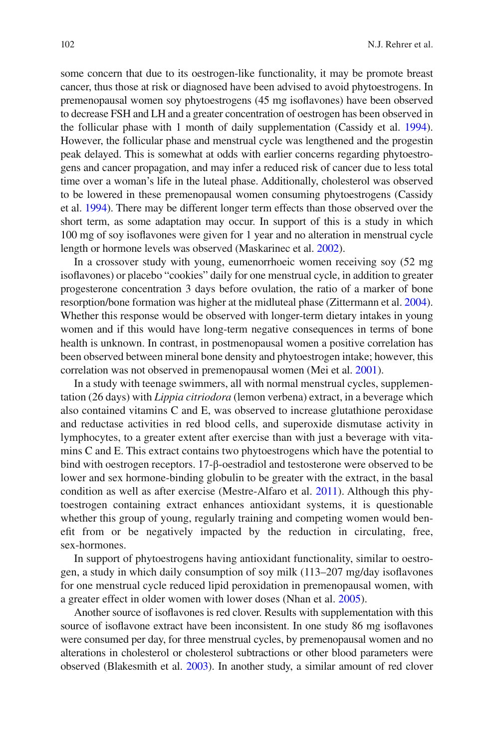some concern that due to its oestrogen-like functionality, it may be promote breast cancer, thus those at risk or diagnosed have been advised to avoid phytoestrogens. In premenopausal women soy phytoestrogens (45 mg isoflavones) have been observed to decrease FSH and LH and a greater concentration of oestrogen has been observed in the follicular phase with 1 month of daily supplementation (Cassidy et al. 1994). However, the follicular phase and menstrual cycle was lengthened and the progestin peak delayed. This is somewhat at odds with earlier concerns regarding phytoestrogens and cancer propagation, and may infer a reduced risk of cancer due to less total time over a woman's life in the luteal phase. Additionally, cholesterol was observed to be lowered in these premenopausal women consuming phytoestrogens (Cassidy et al. 1994). There may be different longer term effects than those observed over the short term, as some adaptation may occur. In support of this is a study in which 100 mg of soy isoflavones were given for 1 year and no alteration in menstrual cycle length or hormone levels was observed (Maskarinec et al. 2002).

In a crossover study with young, eumenorrhoeic women receiving soy (52 mg isoflavones) or placebo "cookies" daily for one menstrual cycle, in addition to greater progesterone concentration 3 days before ovulation, the ratio of a marker of bone resorption/bone formation was higher at the midluteal phase (Zittermann et al. 2004). Whether this response would be observed with longer-term dietary intakes in young women and if this would have long-term negative consequences in terms of bone health is unknown. In contrast, in postmenopausal women a positive correlation has been observed between mineral bone density and phytoestrogen intake; however, this correlation was not observed in premenopausal women (Mei et al. 2001).

In a study with teenage swimmers, all with normal menstrual cycles, supplementation (26 days) with *Lippia citriodora* (lemon verbena) extract, in a beverage which also contained vitamins C and E, was observed to increase glutathione peroxidase and reductase activities in red blood cells, and superoxide dismutase activity in lymphocytes, to a greater extent after exercise than with just a beverage with vitamins C and E. This extract contains two phytoestrogens which have the potential to bind with oestrogen receptors. 17-β-oestradiol and testosterone were observed to be lower and sex hormone-binding globulin to be greater with the extract, in the basal condition as well as after exercise (Mestre-Alfaro et al. 2011). Although this phytoestrogen containing extract enhances antioxidant systems, it is questionable whether this group of young, regularly training and competing women would benefit from or be negatively impacted by the reduction in circulating, free, sex-hormones.

In support of phytoestrogens having antioxidant functionality, similar to oestrogen, a study in which daily consumption of soy milk (113–207 mg/day isoflavones for one menstrual cycle reduced lipid peroxidation in premenopausal women, with a greater effect in older women with lower doses (Nhan et al. 2005).

Another source of isoflavones is red clover. Results with supplementation with this source of isoflavone extract have been inconsistent. In one study 86 mg isoflavones were consumed per day, for three menstrual cycles, by premenopausal women and no alterations in cholesterol or cholesterol subtractions or other blood parameters were observed (Blakesmith et al. 2003). In another study, a similar amount of red clover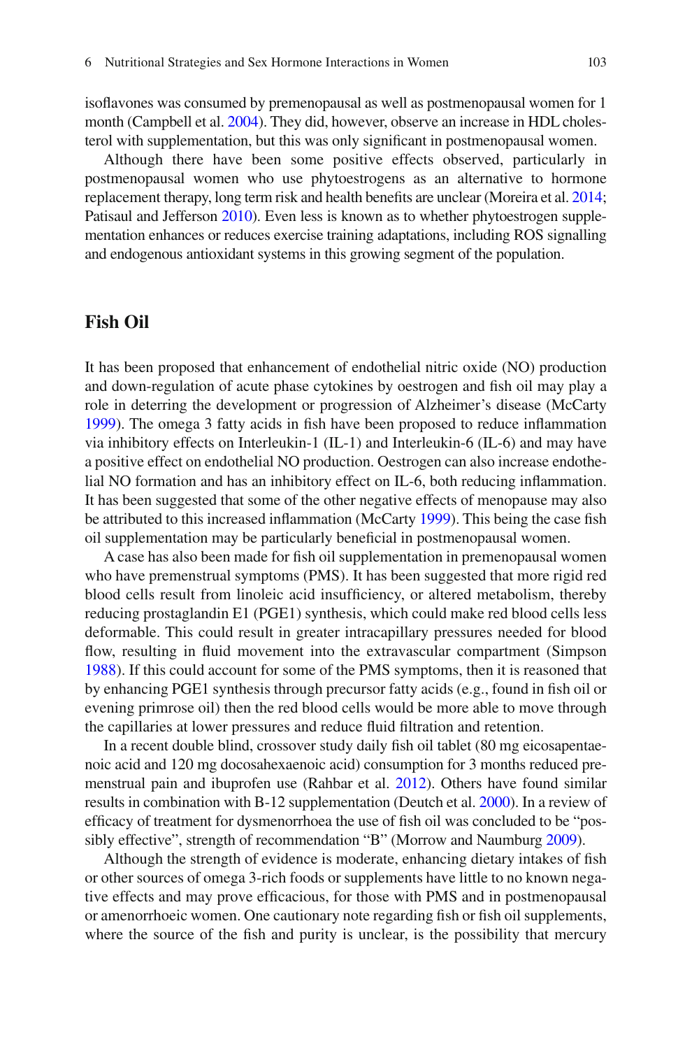isoflavones was consumed by premenopausal as well as postmenopausal women for 1 month (Campbell et al. 2004). They did, however, observe an increase in HDL cholesterol with supplementation, but this was only significant in postmenopausal women.

Although there have been some positive effects observed, particularly in postmenopausal women who use phytoestrogens as an alternative to hormone replacement therapy, long term risk and health benefits are unclear (Moreira et al. 2014; Patisaul and Jefferson 2010). Even less is known as to whether phytoestrogen supplementation enhances or reduces exercise training adaptations, including ROS signalling and endogenous antioxidant systems in this growing segment of the population.

## Fish Oil

It has been proposed that enhancement of endothelial nitric oxide (NO) production and down-regulation of acute phase cytokines by oestrogen and fish oil may play a role in deterring the development or progression of Alzheimer's disease (McCarty 1999). The omega 3 fatty acids in fish have been proposed to reduce inflammation via inhibitory effects on Interleukin-1 (IL-1) and Interleukin-6 (IL-6) and may have a positive effect on endothelial NO production. Oestrogen can also increase endothelial NO formation and has an inhibitory effect on IL-6, both reducing inflammation. It has been suggested that some of the other negative effects of menopause may also be attributed to this increased inflammation (McCarty 1999). This being the case fish oil supplementation may be particularly beneficial in postmenopausal women.

A case has also been made for fish oil supplementation in premenopausal women who have premenstrual symptoms (PMS). It has been suggested that more rigid red blood cells result from linoleic acid insufficiency, or altered metabolism, thereby reducing prostaglandin E1 (PGE1) synthesis, which could make red blood cells less deformable. This could result in greater intracapillary pressures needed for blood flow, resulting in fluid movement into the extravascular compartment (Simpson 1988). If this could account for some of the PMS symptoms, then it is reasoned that by enhancing PGE1 synthesis through precursor fatty acids (e.g., found in fish oil or evening primrose oil) then the red blood cells would be more able to move through the capillaries at lower pressures and reduce fluid filtration and retention.

In a recent double blind, crossover study daily fish oil tablet (80 mg eicosapentaenoic acid and 120 mg docosahexaenoic acid) consumption for 3 months reduced premenstrual pain and ibuprofen use (Rahbar et al. 2012). Others have found similar results in combination with B-12 supplementation (Deutch et al. 2000). In a review of efficacy of treatment for dysmenorrhoea the use of fish oil was concluded to be "possibly effective", strength of recommendation "B" (Morrow and Naumburg 2009).

Although the strength of evidence is moderate, enhancing dietary intakes of fish or other sources of omega 3-rich foods or supplements have little to no known negative effects and may prove efficacious, for those with PMS and in postmenopausal or amenorrhoeic women. One cautionary note regarding fish or fish oil supplements, where the source of the fish and purity is unclear, is the possibility that mercury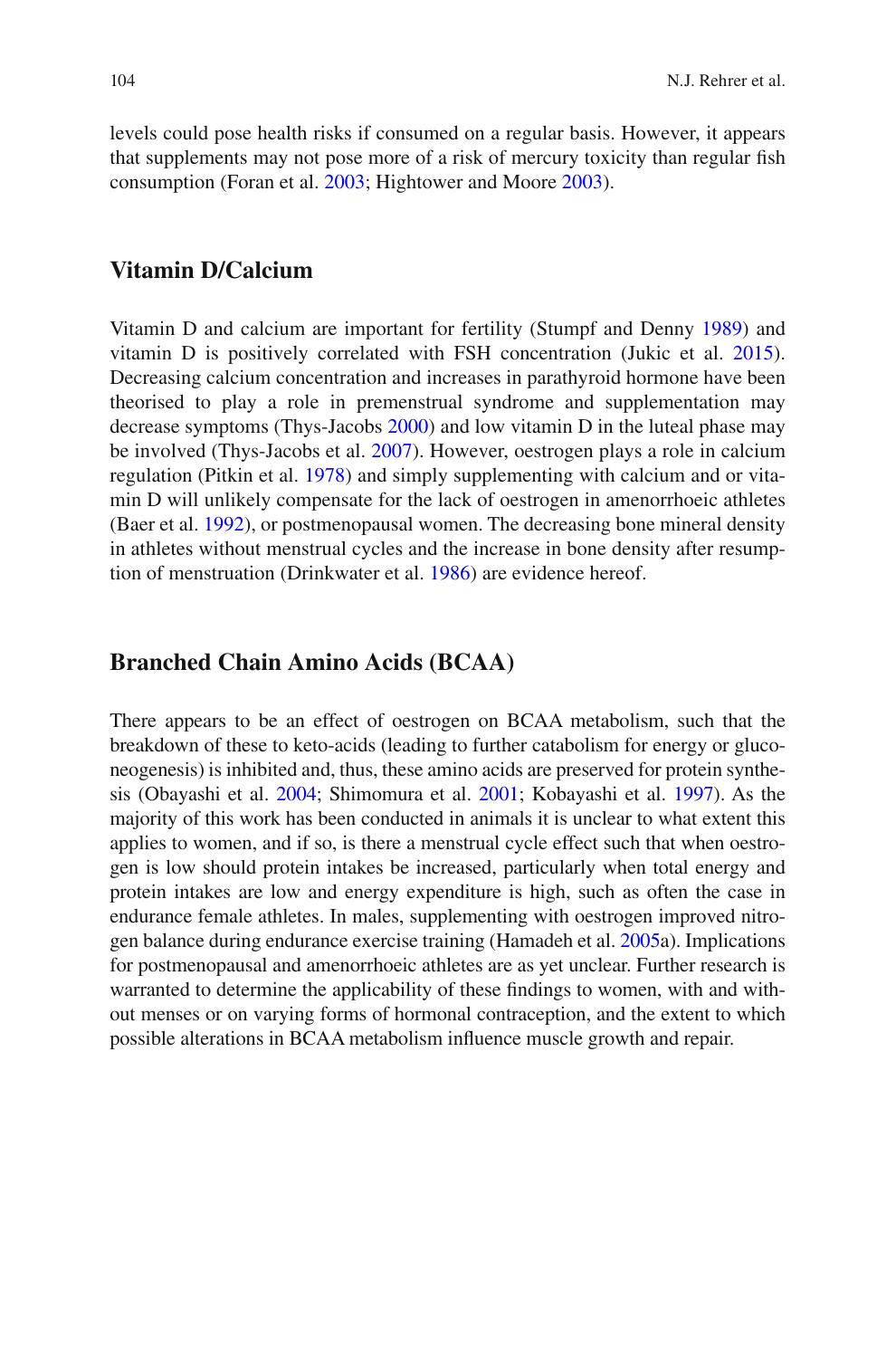levels could pose health risks if consumed on a regular basis. However, it appears that supplements may not pose more of a risk of mercury toxicity than regular fish consumption (Foran et al. 2003; Hightower and Moore 2003).

## Vitamin D/Calcium

Vitamin D and calcium are important for fertility (Stumpf and Denny 1989) and vitamin D is positively correlated with FSH concentration (Jukic et al. 2015). Decreasing calcium concentration and increases in parathyroid hormone have been theorised to play a role in premenstrual syndrome and supplementation may decrease symptoms (Thys-Jacobs 2000) and low vitamin D in the luteal phase may be involved (Thys-Jacobs et al. 2007). However, oestrogen plays a role in calcium regulation (Pitkin et al. 1978) and simply supplementing with calcium and or vitamin D will unlikely compensate for the lack of oestrogen in amenorrhoeic athletes (Baer et al. 1992), or postmenopausal women. The decreasing bone mineral density in athletes without menstrual cycles and the increase in bone density after resumption of menstruation (Drinkwater et al. 1986) are evidence hereof.

## Branched Chain Amino Acids (BCAA)

There appears to be an effect of oestrogen on BCAA metabolism, such that the breakdown of these to keto-acids (leading to further catabolism for energy or gluconeogenesis) is inhibited and, thus, these amino acids are preserved for protein synthesis (Obayashi et al. 2004; Shimomura et al. 2001; Kobayashi et al. 1997). As the majority of this work has been conducted in animals it is unclear to what extent this applies to women, and if so, is there a menstrual cycle effect such that when oestrogen is low should protein intakes be increased, particularly when total energy and protein intakes are low and energy expenditure is high, such as often the case in endurance female athletes. In males, supplementing with oestrogen improved nitrogen balance during endurance exercise training (Hamadeh et al. 2005a). Implications for postmenopausal and amenorrhoeic athletes are as yet unclear. Further research is warranted to determine the applicability of these findings to women, with and without menses or on varying forms of hormonal contraception, and the extent to which possible alterations in BCAA metabolism influence muscle growth and repair.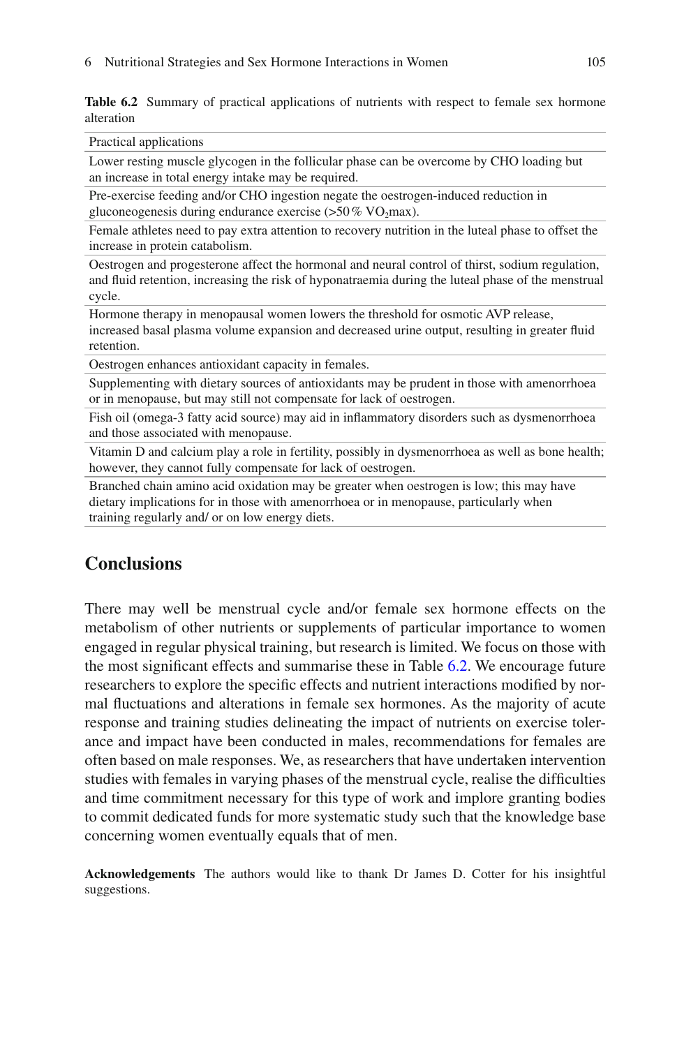**Table 6.2** Summary of practical applications of nutrients with respect to female sex hormone alteration

| Practical applications |
| --- |
| Lower resting muscle glycogen in the follicular phase can be overcome by CHO loading but an increase in total energy intake may be required. |
| Pre-exercise feeding and/or CHO ingestion negate the oestrogen-induced reduction in gluconeogenesis during endurance exercise (>50 % $VO_2$max). |
| Female athletes need to pay extra attention to recovery nutrition in the luteal phase to offset the increase in protein catabolism. |
| Oestrogen and progesterone affect the hormonal and neural control of thirst, sodium regulation, and fluid retention, increasing the risk of hyponatraemia during the luteal phase of the menstrual cycle. |
| Hormone therapy in menopausal women lowers the threshold for osmotic AVP release, increased basal plasma volume expansion and decreased urine output, resulting in greater fluid retention. |
| Oestrogen enhances antioxidant capacity in females. |
| Supplementing with dietary sources of antioxidants may be prudent in those with amenorrhoea or in menopause, but may still not compensate for lack of oestrogen. |
| Fish oil (omega-3 fatty acid source) may aid in inflammatory disorders such as dysmenorrhoea and those associated with menopause. |
| Vitamin D and calcium play a role in fertility, possibly in dysmenorrhoea as well as bone health; however, they cannot fully compensate for lack of oestrogen. |
| Branched chain amino acid oxidation may be greater when oestrogen is low; this may have dietary implications for in those with amenorrhoea or in menopause, particularly when training regularly and/ or on low energy diets. |

## Conclusions

There may well be menstrual cycle and/or female sex hormone effects on the metabolism of other nutrients or supplements of particular importance to women engaged in regular physical training, but research is limited. We focus on those with the most significant effects and summarise these in Table 6.2. We encourage future researchers to explore the specific effects and nutrient interactions modified by normal fluctuations and alterations in female sex hormones. As the majority of acute response and training studies delineating the impact of nutrients on exercise tolerance and impact have been conducted in males, recommendations for females are often based on male responses. We, as researchers that have undertaken intervention studies with females in varying phases of the menstrual cycle, realise the difficulties and time commitment necessary for this type of work and implore granting bodies to commit dedicated funds for more systematic study such that the knowledge base concerning women eventually equals that of men.

**Acknowledgements** The authors would like to thank Dr James D. Cotter for his insightful suggestions.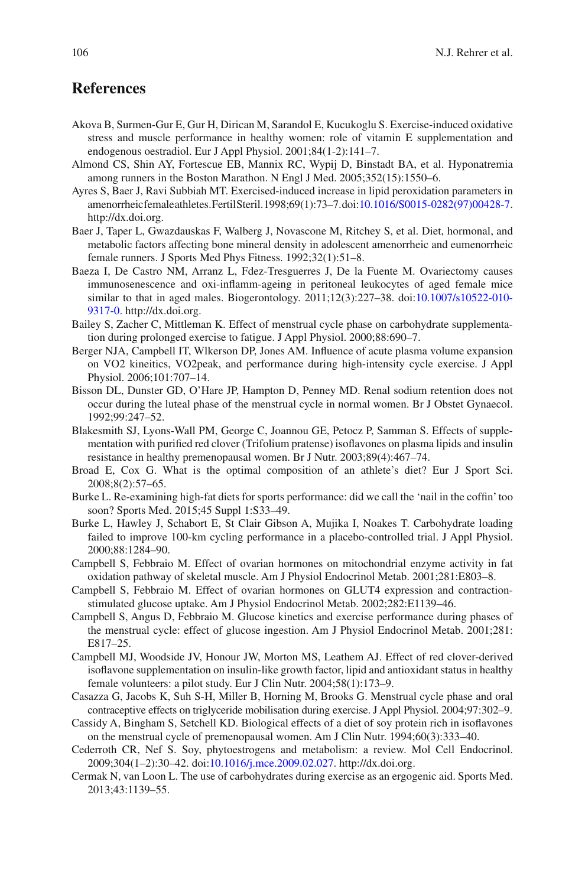## References

Akova B, Surmen-Gur E, Gur H, Dirican M, Sarandol E, Kucukoglu S. Exercise-induced oxidative stress and muscle performance in healthy women: role of vitamin E supplementation and endogenous oestradiol. Eur J Appl Physiol. 2001;84(1-2):141–7.

Almond CS, Shin AY, Fortescue EB, Mannix RC, Wypij D, Binstadt BA, et al. Hyponatremia among runners in the Boston Marathon. N Engl J Med. 2005;352(15):1550–6.

Ayres S, Baer J, Ravi Subbiah MT. Exercised-induced increase in lipid peroxidation parameters in amenorrheicfemaleathletes.FertilSteril.1998;69(1):73–7.doi:10.1016/S0015-0282(97)00428-7. http://dx.doi.org.

Baer J, Taper L, Gwazdauskas F, Walberg J, Novascone M, Ritchey S, et al. Diet, hormonal, and metabolic factors affecting bone mineral density in adolescent amenorrheic and eumenorrheic female runners. J Sports Med Phys Fitness. 1992;32(1):51–8.

Baeza I, De Castro NM, Arranz L, Fdez-Tresguerres J, De la Fuente M. Ovariectomy causes immunosenescence and oxi-inflamm-ageing in peritoneal leukocytes of aged female mice similar to that in aged males. Biogerontology. 2011;12(3):227–38. doi:10.1007/s10522-010-9317-0. http://dx.doi.org.

Bailey S, Zacher C, Mittleman K. Effect of menstrual cycle phase on carbohydrate supplementation during prolonged exercise to fatigue. J Appl Physiol. 2000;88:690–7.

Berger NJA, Campbell IT, Wlkerson DP, Jones AM. Influence of acute plasma volume expansion on VO2 kineitics, VO2peak, and performance during high-intensity cycle exercise. J Appl Physiol. 2006;101:707–14.

Bisson DL, Dunster GD, O'Hare JP, Hampton D, Penney MD. Renal sodium retention does not occur during the luteal phase of the menstrual cycle in normal women. Br J Obstet Gynaecol. 1992;99:247–52.

Blakesmith SJ, Lyons-Wall PM, George C, Joannou GE, Petocz P, Samman S. Effects of supplementation with purified red clover (Trifolium pratense) isoflavones on plasma lipids and insulin resistance in healthy premenopausal women. Br J Nutr. 2003;89(4):467–74.

Broad E, Cox G. What is the optimal composition of an athlete's diet? Eur J Sport Sci. 2008;8(2):57–65.

Burke L. Re-examining high-fat diets for sports performance: did we call the 'nail in the coffin' too soon? Sports Med. 2015;45 Suppl 1:S33–49.

Burke L, Hawley J, Schabort E, St Clair Gibson A, Mujika I, Noakes T. Carbohydrate loading failed to improve 100-km cycling performance in a placebo-controlled trial. J Appl Physiol. 2000;88:1284–90.

Campbell S, Febbraio M. Effect of ovarian hormones on mitochondrial enzyme activity in fat oxidation pathway of skeletal muscle. Am J Physiol Endocrinol Metab. 2001;281:E803–8.

Campbell S, Febbraio M. Effect of ovarian hormones on GLUT4 expression and contraction-stimulated glucose uptake. Am J Physiol Endocrinol Metab. 2002;282:E1139–46.

Campbell S, Angus D, Febbraio M. Glucose kinetics and exercise performance during phases of the menstrual cycle: effect of glucose ingestion. Am J Physiol Endocrinol Metab. 2001;281: E817–25.

Campbell MJ, Woodside JV, Honour JW, Morton MS, Leathem AJ. Effect of red clover-derived isoflavone supplementation on insulin-like growth factor, lipid and antioxidant status in healthy female volunteers: a pilot study. Eur J Clin Nutr. 2004;58(1):173–9.

Casazza G, Jacobs K, Suh S-H, Miller B, Horning M, Brooks G. Menstrual cycle phase and oral contraceptive effects on triglyceride mobilisation during exercise. J Appl Physiol. 2004;97:302–9.

Cassidy A, Bingham S, Setchell KD. Biological effects of a diet of soy protein rich in isoflavones on the menstrual cycle of premenopausal women. Am J Clin Nutr. 1994;60(3):333–40.

Cederroth CR, Nef S. Soy, phytoestrogens and metabolism: a review. Mol Cell Endocrinol. 2009;304(1–2):30–42. doi:10.1016/j.mce.2009.02.027. http://dx.doi.org.

Cermak N, van Loon L. The use of carbohydrates during exercise as an ergogenic aid. Sports Med. 2013;43:1139–55.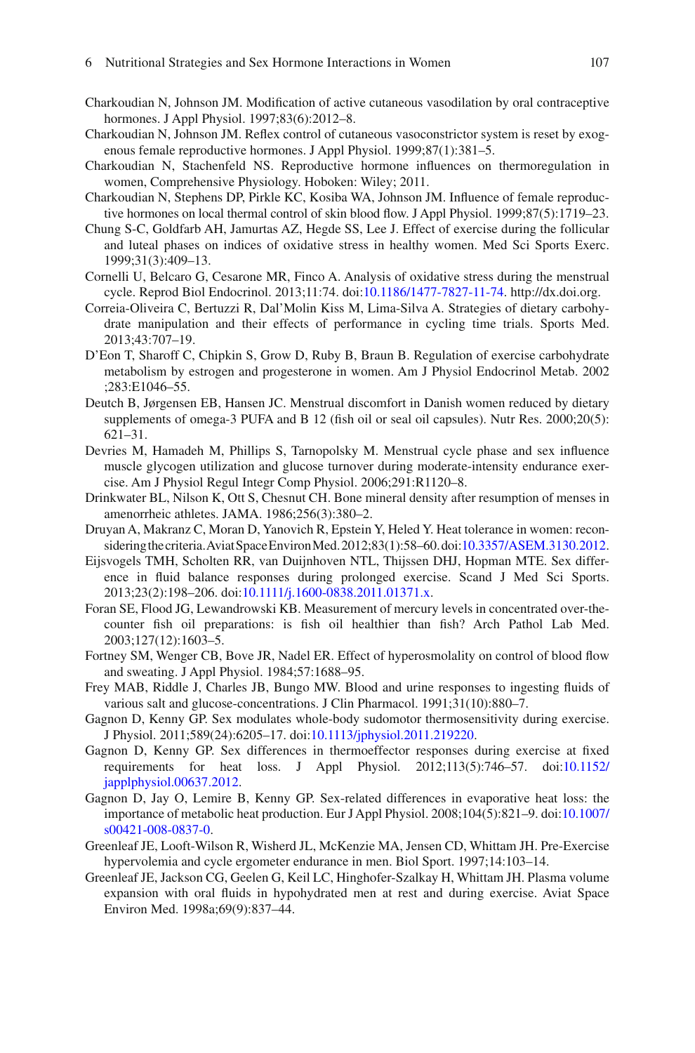Charkoudian N, Johnson JM. Modification of active cutaneous vasodilation by oral contraceptive hormones. J Appl Physiol. 1997;83(6):2012–8.

Charkoudian N, Johnson JM. Reflex control of cutaneous vasoconstrictor system is reset by exogenous female reproductive hormones. J Appl Physiol. 1999;87(1):381–5.

Charkoudian N, Stachenfeld NS. Reproductive hormone influences on thermoregulation in women, Comprehensive Physiology. Hoboken: Wiley; 2011.

Charkoudian N, Stephens DP, Pirkle KC, Kosiba WA, Johnson JM. Influence of female reproductive hormones on local thermal control of skin blood flow. J Appl Physiol. 1999;87(5):1719–23.

Chung S-C, Goldfarb AH, Jamurtas AZ, Hegde SS, Lee J. Effect of exercise during the follicular and luteal phases on indices of oxidative stress in healthy women. Med Sci Sports Exerc. 1999;31(3):409–13.

Cornelli U, Belcaro G, Cesarone MR, Finco A. Analysis of oxidative stress during the menstrual cycle. Reprod Biol Endocrinol. 2013;11:74. doi:10.1186/1477-7827-11-74. http://dx.doi.org.

Correia-Oliveira C, Bertuzzi R, Dal'Molin Kiss M, Lima-Silva A. Strategies of dietary carbohydrate manipulation and their effects of performance in cycling time trials. Sports Med. 2013;43:707–19.

D'Eon T, Sharoff C, Chipkin S, Grow D, Ruby B, Braun B. Regulation of exercise carbohydrate metabolism by estrogen and progesterone in women. Am J Physiol Endocrinol Metab. 2002 ;283:E1046–55.

Deutch B, Jørgensen EB, Hansen JC. Menstrual discomfort in Danish women reduced by dietary supplements of omega-3 PUFA and B 12 (fish oil or seal oil capsules). Nutr Res. 2000;20(5): 621–31.

Devries M, Hamadeh M, Phillips S, Tarnopolsky M. Menstrual cycle phase and sex influence muscle glycogen utilization and glucose turnover during moderate-intensity endurance exercise. Am J Physiol Regul Integr Comp Physiol. 2006;291:R1120–8.

Drinkwater BL, Nilson K, Ott S, Chesnut CH. Bone mineral density after resumption of menses in amenorrheic athletes. JAMA. 1986;256(3):380–2.

Druyan A, Makranz C, Moran D, Yanovich R, Epstein Y, Heled Y. Heat tolerance in women: reconsidering the criteria. Aviat Space Environ Med. 2012;83(1):58–60. doi:10.3357/ASEM.3130.2012.

Eijsvogels TMH, Scholten RR, van Duijnhoven NTL, Thijssen DHJ, Hopman MTE. Sex difference in fluid balance responses during prolonged exercise. Scand J Med Sci Sports. 2013;23(2):198–206. doi:10.1111/j.1600-0838.2011.01371.x.

Foran SE, Flood JG, Lewandrowski KB. Measurement of mercury levels in concentrated over-the-counter fish oil preparations: is fish oil healthier than fish? Arch Pathol Lab Med. 2003;127(12):1603–5.

Fortney SM, Wenger CB, Bove JR, Nadel ER. Effect of hyperosmolality on control of blood flow and sweating. J Appl Physiol. 1984;57:1688–95.

Frey MAB, Riddle J, Charles JB, Bungo MW. Blood and urine responses to ingesting fluids of various salt and glucose-concentrations. J Clin Pharmacol. 1991;31(10):880–7.

Gagnon D, Kenny GP. Sex modulates whole-body sudomotor thermosensitivity during exercise. J Physiol. 2011;589(24):6205–17. doi:10.1113/jphysiol.2011.219220.

Gagnon D, Kenny GP. Sex differences in thermoeffector responses during exercise at fixed requirements for heat loss. J Appl Physiol. 2012;113(5):746–57. doi:10.1152/japplphysiol.00637.2012.

Gagnon D, Jay O, Lemire B, Kenny GP. Sex-related differences in evaporative heat loss: the importance of metabolic heat production. Eur J Appl Physiol. 2008;104(5):821–9. doi:10.1007/s00421-008-0837-0.

Greenleaf JE, Looft-Wilson R, Wisherd JL, McKenzie MA, Jensen CD, Whittam JH. Pre-Exercise hypervolemia and cycle ergometer endurance in men. Biol Sport. 1997;14:103–14.

Greenleaf JE, Jackson CG, Geelen G, Keil LC, Hinghofer-Szalkay H, Whittam JH. Plasma volume expansion with oral fluids in hypohydrated men at rest and during exercise. Aviat Space Environ Med. 1998a;69(9):837–44.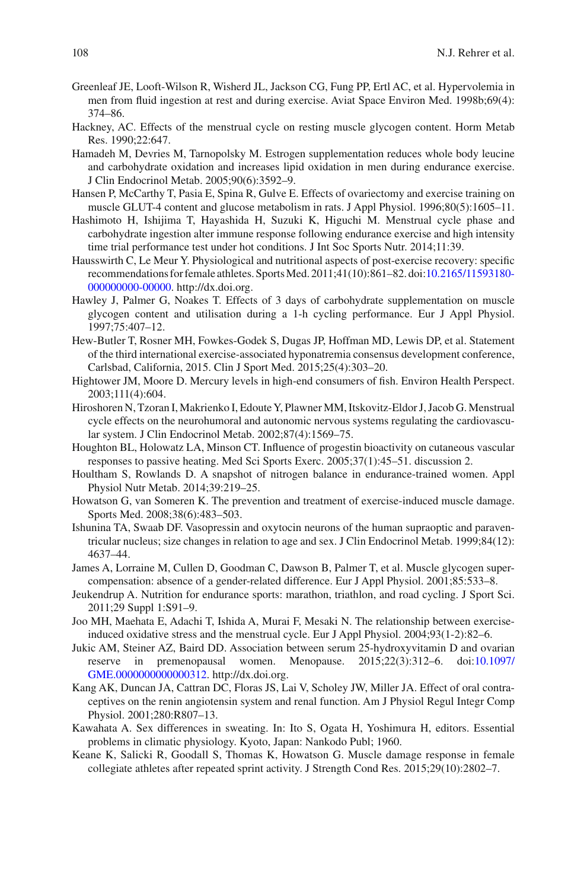Greenleaf JE, Looft-Wilson R, Wisherd JL, Jackson CG, Fung PP, Ertl AC, et al. Hypervolemia in men from fluid ingestion at rest and during exercise. Aviat Space Environ Med. 1998b;69(4):374–86.

Hackney, AC. Effects of the menstrual cycle on resting muscle glycogen content. Horm Metab Res. 1990;22:647.

Hamadeh M, Devries M, Tarnopolsky M. Estrogen supplementation reduces whole body leucine and carbohydrate oxidation and increases lipid oxidation in men during endurance exercise. J Clin Endocrinol Metab. 2005;90(6):3592–9.

Hansen P, McCarthy T, Pasia E, Spina R, Gulve E. Effects of ovariectomy and exercise training on muscle GLUT-4 content and glucose metabolism in rats. J Appl Physiol. 1996;80(5):1605–11.

Hashimoto H, Ishijima T, Hayashida H, Suzuki K, Higuchi M. Menstrual cycle phase and carbohydrate ingestion alter immune response following endurance exercise and high intensity time trial performance test under hot conditions. J Int Soc Sports Nutr. 2014;11:39.

Hausswirth C, Le Meur Y. Physiological and nutritional aspects of post-exercise recovery: specific recommendations for female athletes. Sports Med. 2011;41(10):861–82. doi:10.2165/11593180-000000000-00000. http://dx.doi.org.

Hawley J, Palmer G, Noakes T. Effects of 3 days of carbohydrate supplementation on muscle glycogen content and utilisation during a 1-h cycling performance. Eur J Appl Physiol. 1997;75:407–12.

Hew-Butler T, Rosner MH, Fowkes-Godek S, Dugas JP, Hoffman MD, Lewis DP, et al. Statement of the third international exercise-associated hyponatremia consensus development conference, Carlsbad, California, 2015. Clin J Sport Med. 2015;25(4):303–20.

Hightower JM, Moore D. Mercury levels in high-end consumers of fish. Environ Health Perspect. 2003;111(4):604.

Hiroshoren N, Tzoran I, Makrienko I, Edoute Y, Plawner MM, Itskovitz-Eldor J, Jacob G. Menstrual cycle effects on the neurohumoral and autonomic nervous systems regulating the cardiovascular system. J Clin Endocrinol Metab. 2002;87(4):1569–75.

Houghton BL, Holowatz LA, Minson CT. Influence of progestin bioactivity on cutaneous vascular responses to passive heating. Med Sci Sports Exerc. 2005;37(1):45–51. discussion 2.

Houltham S, Rowlands D. A snapshot of nitrogen balance in endurance-trained women. Appl Physiol Nutr Metab. 2014;39:219–25.

Howatson G, van Someren K. The prevention and treatment of exercise-induced muscle damage. Sports Med. 2008;38(6):483–503.

Ishunina TA, Swaab DF. Vasopressin and oxytocin neurons of the human supraoptic and paraventricular nucleus; size changes in relation to age and sex. J Clin Endocrinol Metab. 1999;84(12):4637–44.

James A, Lorraine M, Cullen D, Goodman C, Dawson B, Palmer T, et al. Muscle glycogen supercompensation: absence of a gender-related difference. Eur J Appl Physiol. 2001;85:533–8.

Jeukendrup A. Nutrition for endurance sports: marathon, triathlon, and road cycling. J Sport Sci. 2011;29 Suppl 1:S91–9.

Joo MH, Maehata E, Adachi T, Ishida A, Murai F, Mesaki N. The relationship between exercise-induced oxidative stress and the menstrual cycle. Eur J Appl Physiol. 2004;93(1-2):82–6.

Jukic AM, Steiner AZ, Baird DD. Association between serum 25-hydroxyvitamin D and ovarian reserve in premenopausal women. Menopause. 2015;22(3):312–6. doi:10.1097/GME.0000000000000312. http://dx.doi.org.

Kang AK, Duncan JA, Cattran DC, Floras JS, Lai V, Scholey JW, Miller JA. Effect of oral contraceptives on the renin angiotensin system and renal function. Am J Physiol Regul Integr Comp Physiol. 2001;280:R807–13.

Kawahata A. Sex differences in sweating. In: Ito S, Ogata H, Yoshimura H, editors. Essential problems in climatic physiology. Kyoto, Japan: Nankodo Publ; 1960.

Keane K, Salicki R, Goodall S, Thomas K, Howatson G. Muscle damage response in female collegiate athletes after repeated sprint activity. J Strength Cond Res. 2015;29(10):2802–7.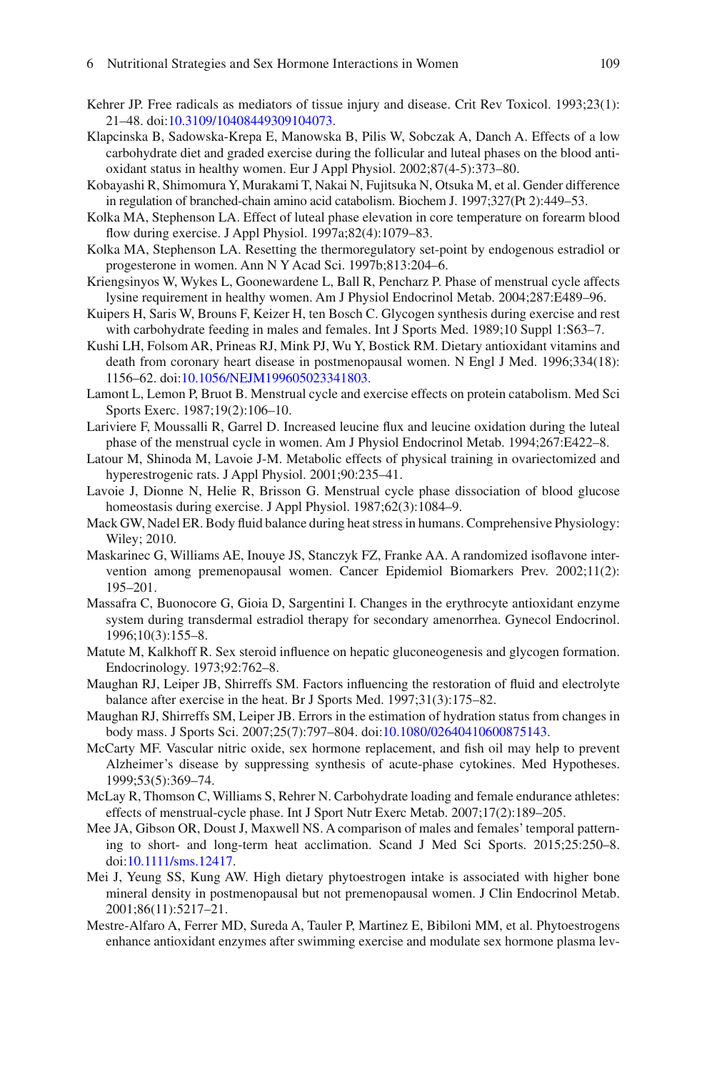Kehrer JP. Free radicals as mediators of tissue injury and disease. Crit Rev Toxicol. 1993;23(1): 21–48. doi:10.3109/10408449309104073.

Klapcinska B, Sadowska-Krepa E, Manowska B, Pilis W, Sobczak A, Danch A. Effects of a low carbohydrate diet and graded exercise during the follicular and luteal phases on the blood antioxidant status in healthy women. Eur J Appl Physiol. 2002;87(4-5):373–80.

Kobayashi R, Shimomura Y, Murakami T, Nakai N, Fujitsuka N, Otsuka M, et al. Gender difference in regulation of branched-chain amino acid catabolism. Biochem J. 1997;327(Pt 2):449–53.

Kolka MA, Stephenson LA. Effect of luteal phase elevation in core temperature on forearm blood flow during exercise. J Appl Physiol. 1997a;82(4):1079–83.

Kolka MA, Stephenson LA. Resetting the thermoregulatory set-point by endogenous estradiol or progesterone in women. Ann N Y Acad Sci. 1997b;813:204–6.

Kriengsinyos W, Wykes L, Goonewardene L, Ball R, Pencharz P. Phase of menstrual cycle affects lysine requirement in healthy women. Am J Physiol Endocrinol Metab. 2004;287:E489–96.

Kuipers H, Saris W, Brouns F, Keizer H, ten Bosch C. Glycogen synthesis during exercise and rest with carbohydrate feeding in males and females. Int J Sports Med. 1989;10 Suppl 1:S63–7.

Kushi LH, Folsom AR, Prineas RJ, Mink PJ, Wu Y, Bostick RM. Dietary antioxidant vitamins and death from coronary heart disease in postmenopausal women. N Engl J Med. 1996;334(18): 1156–62. doi:10.1056/NEJM199605023341803.

Lamont L, Lemon P, Bruot B. Menstrual cycle and exercise effects on protein catabolism. Med Sci Sports Exerc. 1987;19(2):106–10.

Lariviere F, Moussalli R, Garrel D. Increased leucine flux and leucine oxidation during the luteal phase of the menstrual cycle in women. Am J Physiol Endocrinol Metab. 1994;267:E422–8.

Latour M, Shinoda M, Lavoie J-M. Metabolic effects of physical training in ovariectomized and hyperestrogenic rats. J Appl Physiol. 2001;90:235–41.

Lavoie J, Dionne N, Helie R, Brisson G. Menstrual cycle phase dissociation of blood glucose homeostasis during exercise. J Appl Physiol. 1987;62(3):1084–9.

Mack GW, Nadel ER. Body fluid balance during heat stress in humans. Comprehensive Physiology: Wiley; 2010.

Maskarinec G, Williams AE, Inouye JS, Stanczyk FZ, Franke AA. A randomized isoflavone intervention among premenopausal women. Cancer Epidemiol Biomarkers Prev. 2002;11(2): 195–201.

Massafra C, Buonocore G, Gioia D, Sargentini I. Changes in the erythrocyte antioxidant enzyme system during transdermal estradiol therapy for secondary amenorrhea. Gynecol Endocrinol. 1996;10(3):155–8.

Matute M, Kalkhoff R. Sex steroid influence on hepatic gluconeogenesis and glycogen formation. Endocrinology. 1973;92:762–8.

Maughan RJ, Leiper JB, Shirreffs SM. Factors influencing the restoration of fluid and electrolyte balance after exercise in the heat. Br J Sports Med. 1997;31(3):175–82.

Maughan RJ, Shirreffs SM, Leiper JB. Errors in the estimation of hydration status from changes in body mass. J Sports Sci. 2007;25(7):797–804. doi:10.1080/02640410600875143.

McCarty MF. Vascular nitric oxide, sex hormone replacement, and fish oil may help to prevent Alzheimer's disease by suppressing synthesis of acute-phase cytokines. Med Hypotheses. 1999;53(5):369–74.

McLay R, Thomson C, Williams S, Rehrer N. Carbohydrate loading and female endurance athletes: effects of menstrual-cycle phase. Int J Sport Nutr Exerc Metab. 2007;17(2):189–205.

Mee JA, Gibson OR, Doust J, Maxwell NS. A comparison of males and females' temporal patterning to short- and long-term heat acclimation. Scand J Med Sci Sports. 2015;25:250–8. doi:10.1111/sms.12417.

Mei J, Yeung SS, Kung AW. High dietary phytoestrogen intake is associated with higher bone mineral density in postmenopausal but not premenopausal women. J Clin Endocrinol Metab. 2001;86(11):5217–21.

Mestre-Alfaro A, Ferrer MD, Sureda A, Tauler P, Martinez E, Bibiloni MM, et al. Phytoestrogens enhance antioxidant enzymes after swimming exercise and modulate sex hormone plasma lev-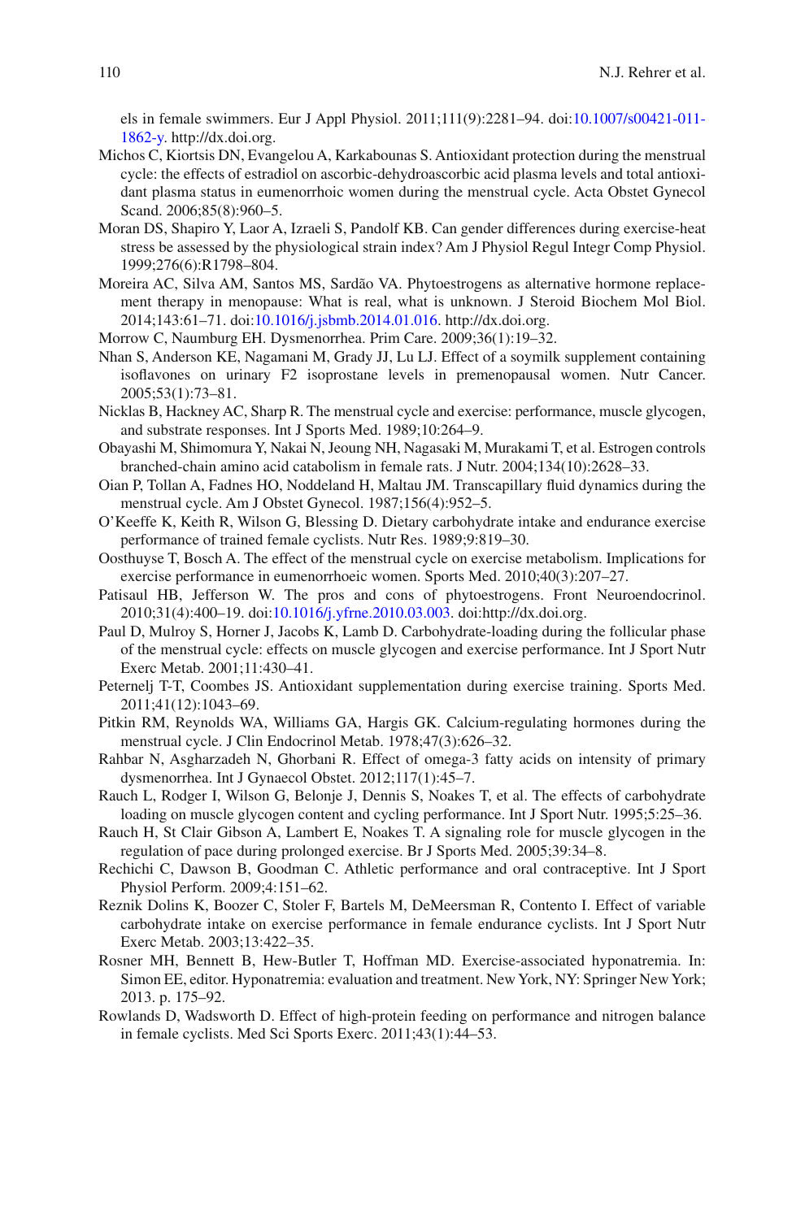els in female swimmers. Eur J Appl Physiol. 2011;111(9):2281–94. doi:10.1007/s00421-011-1862-y. http://dx.doi.org.

Michos C, Kiortsis DN, Evangelou A, Karkabounas S. Antioxidant protection during the menstrual cycle: the effects of estradiol on ascorbic-dehydroascorbic acid plasma levels and total antioxidant plasma status in eumenorrhoic women during the menstrual cycle. Acta Obstet Gynecol Scand. 2006;85(8):960–5.

Moran DS, Shapiro Y, Laor A, Izraeli S, Pandolf KB. Can gender differences during exercise-heat stress be assessed by the physiological strain index? Am J Physiol Regul Integr Comp Physiol. 1999;276(6):R1798–804.

Moreira AC, Silva AM, Santos MS, Sardão VA. Phytoestrogens as alternative hormone replacement therapy in menopause: What is real, what is unknown. J Steroid Biochem Mol Biol. 2014;143:61–71. doi:10.1016/j.jsbmb.2014.01.016. http://dx.doi.org.

Morrow C, Naumburg EH. Dysmenorrhea. Prim Care. 2009;36(1):19–32.

Nhan S, Anderson KE, Nagamani M, Grady JJ, Lu LJ. Effect of a soymilk supplement containing isoflavones on urinary F2 isoprostane levels in premenopausal women. Nutr Cancer. 2005;53(1):73–81.

Nicklas B, Hackney AC, Sharp R. The menstrual cycle and exercise: performance, muscle glycogen, and substrate responses. Int J Sports Med. 1989;10:264–9.

Obayashi M, Shimomura Y, Nakai N, Jeoung NH, Nagasaki M, Murakami T, et al. Estrogen controls branched-chain amino acid catabolism in female rats. J Nutr. 2004;134(10):2628–33.

Oian P, Tollan A, Fadnes HO, Noddeland H, Maltau JM. Transcapillary fluid dynamics during the menstrual cycle. Am J Obstet Gynecol. 1987;156(4):952–5.

O'Keeffe K, Keith R, Wilson G, Blessing D. Dietary carbohydrate intake and endurance exercise performance of trained female cyclists. Nutr Res. 1989;9:819–30.

Oosthuyse T, Bosch A. The effect of the menstrual cycle on exercise metabolism. Implications for exercise performance in eumenorrhoeic women. Sports Med. 2010;40(3):207–27.

Patisaul HB, Jefferson W. The pros and cons of phytoestrogens. Front Neuroendocrinol. 2010;31(4):400–19. doi:10.1016/j.yfrne.2010.03.003. doi:http://dx.doi.org.

Paul D, Mulroy S, Horner J, Jacobs K, Lamb D. Carbohydrate-loading during the follicular phase of the menstrual cycle: effects on muscle glycogen and exercise performance. Int J Sport Nutr Exerc Metab. 2001;11:430–41.

Peternelj T-T, Coombes JS. Antioxidant supplementation during exercise training. Sports Med. 2011;41(12):1043–69.

Pitkin RM, Reynolds WA, Williams GA, Hargis GK. Calcium-regulating hormones during the menstrual cycle. J Clin Endocrinol Metab. 1978;47(3):626–32.

Rahbar N, Asgharzadeh N, Ghorbani R. Effect of omega-3 fatty acids on intensity of primary dysmenorrhea. Int J Gynaecol Obstet. 2012;117(1):45–7.

Rauch L, Rodger I, Wilson G, Belonje J, Dennis S, Noakes T, et al. The effects of carbohydrate loading on muscle glycogen content and cycling performance. Int J Sport Nutr. 1995;5:25–36.

Rauch H, St Clair Gibson A, Lambert E, Noakes T. A signaling role for muscle glycogen in the regulation of pace during prolonged exercise. Br J Sports Med. 2005;39:34–8.

Rechichi C, Dawson B, Goodman C. Athletic performance and oral contraceptive. Int J Sport Physiol Perform. 2009;4:151–62.

Reznik Dolins K, Boozer C, Stoler F, Bartels M, DeMeersman R, Contento I. Effect of variable carbohydrate intake on exercise performance in female endurance cyclists. Int J Sport Nutr Exerc Metab. 2003;13:422–35.

Rosner MH, Bennett B, Hew-Butler T, Hoffman MD. Exercise-associated hyponatremia. In: Simon EE, editor. Hyponatremia: evaluation and treatment. New York, NY: Springer New York; 2013. p. 175–92.

Rowlands D, Wadsworth D. Effect of high-protein feeding on performance and nitrogen balance in female cyclists. Med Sci Sports Exerc. 2011;43(1):44–53.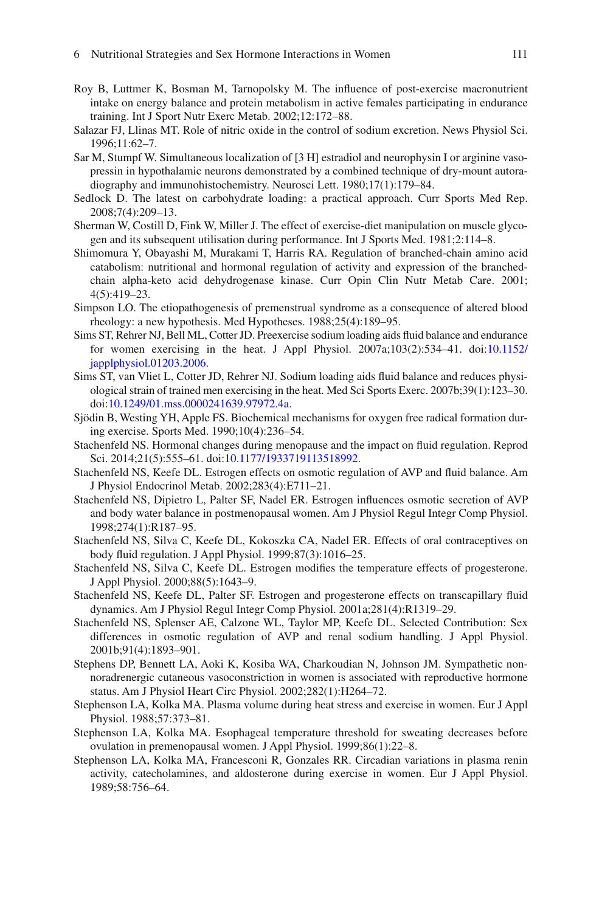Roy B, Luttmer K, Bosman M, Tarnopolsky M. The influence of post-exercise macronutrient intake on energy balance and protein metabolism in active females participating in endurance training. Int J Sport Nutr Exerc Metab. 2002;12:172–88.

Salazar FJ, Llinas MT. Role of nitric oxide in the control of sodium excretion. News Physiol Sci. 1996;11:62–7.

Sar M, Stumpf W. Simultaneous localization of [3 H] estradiol and neurophysin I or arginine vasopressin in hypothalamic neurons demonstrated by a combined technique of dry-mount autoradiography and immunohistochemistry. Neurosci Lett. 1980;17(1):179–84.

Sedlock D. The latest on carbohydrate loading: a practical approach. Curr Sports Med Rep. 2008;7(4):209–13.

Sherman W, Costill D, Fink W, Miller J. The effect of exercise-diet manipulation on muscle glycogen and its subsequent utilisation during performance. Int J Sports Med. 1981;2:114–8.

Shimomura Y, Obayashi M, Murakami T, Harris RA. Regulation of branched-chain amino acid catabolism: nutritional and hormonal regulation of activity and expression of the branched-chain alpha-keto acid dehydrogenase kinase. Curr Opin Clin Nutr Metab Care. 2001; 4(5):419–23.

Simpson LO. The etiopathogenesis of premenstrual syndrome as a consequence of altered blood rheology: a new hypothesis. Med Hypotheses. 1988;25(4):189–95.

Sims ST, Rehrer NJ, Bell ML, Cotter JD. Preexercise sodium loading aids fluid balance and endurance for women exercising in the heat. J Appl Physiol. 2007a;103(2):534–41. doi:10.1152/japplphysiol.01203.2006.

Sims ST, van Vliet L, Cotter JD, Rehrer NJ. Sodium loading aids fluid balance and reduces physiological strain of trained men exercising in the heat. Med Sci Sports Exerc. 2007b;39(1):123–30. doi:10.1249/01.mss.0000241639.97972.4a.

Sjödin B, Westing YH, Apple FS. Biochemical mechanisms for oxygen free radical formation during exercise. Sports Med. 1990;10(4):236–54.

Stachenfeld NS. Hormonal changes during menopause and the impact on fluid regulation. Reprod Sci. 2014;21(5):555–61. doi:10.1177/1933719113518992.

Stachenfeld NS, Keefe DL. Estrogen effects on osmotic regulation of AVP and fluid balance. Am J Physiol Endocrinol Metab. 2002;283(4):E711–21.

Stachenfeld NS, Dipietro L, Palter SF, Nadel ER. Estrogen influences osmotic secretion of AVP and body water balance in postmenopausal women. Am J Physiol Regul Integr Comp Physiol. 1998;274(1):R187–95.

Stachenfeld NS, Silva C, Keefe DL, Kokoszka CA, Nadel ER. Effects of oral contraceptives on body fluid regulation. J Appl Physiol. 1999;87(3):1016–25.

Stachenfeld NS, Silva C, Keefe DL. Estrogen modifies the temperature effects of progesterone. J Appl Physiol. 2000;88(5):1643–9.

Stachenfeld NS, Keefe DL, Palter SF. Estrogen and progesterone effects on transcapillary fluid dynamics. Am J Physiol Regul Integr Comp Physiol. 2001a;281(4):R1319–29.

Stachenfeld NS, Splenser AE, Calzone WL, Taylor MP, Keefe DL. Selected Contribution: Sex differences in osmotic regulation of AVP and renal sodium handling. J Appl Physiol. 2001b;91(4):1893–901.

Stephens DP, Bennett LA, Aoki K, Kosiba WA, Charkoudian N, Johnson JM. Sympathetic nonnoradrenergic cutaneous vasoconstriction in women is associated with reproductive hormone status. Am J Physiol Heart Circ Physiol. 2002;282(1):H264–72.

Stephenson LA, Kolka MA. Plasma volume during heat stress and exercise in women. Eur J Appl Physiol. 1988;57:373–81.

Stephenson LA, Kolka MA. Esophageal temperature threshold for sweating decreases before ovulation in premenopausal women. J Appl Physiol. 1999;86(1):22–8.

Stephenson LA, Kolka MA, Francesconi R, Gonzales RR. Circadian variations in plasma renin activity, catecholamines, and aldosterone during exercise in women. Eur J Appl Physiol. 1989;58:756–64.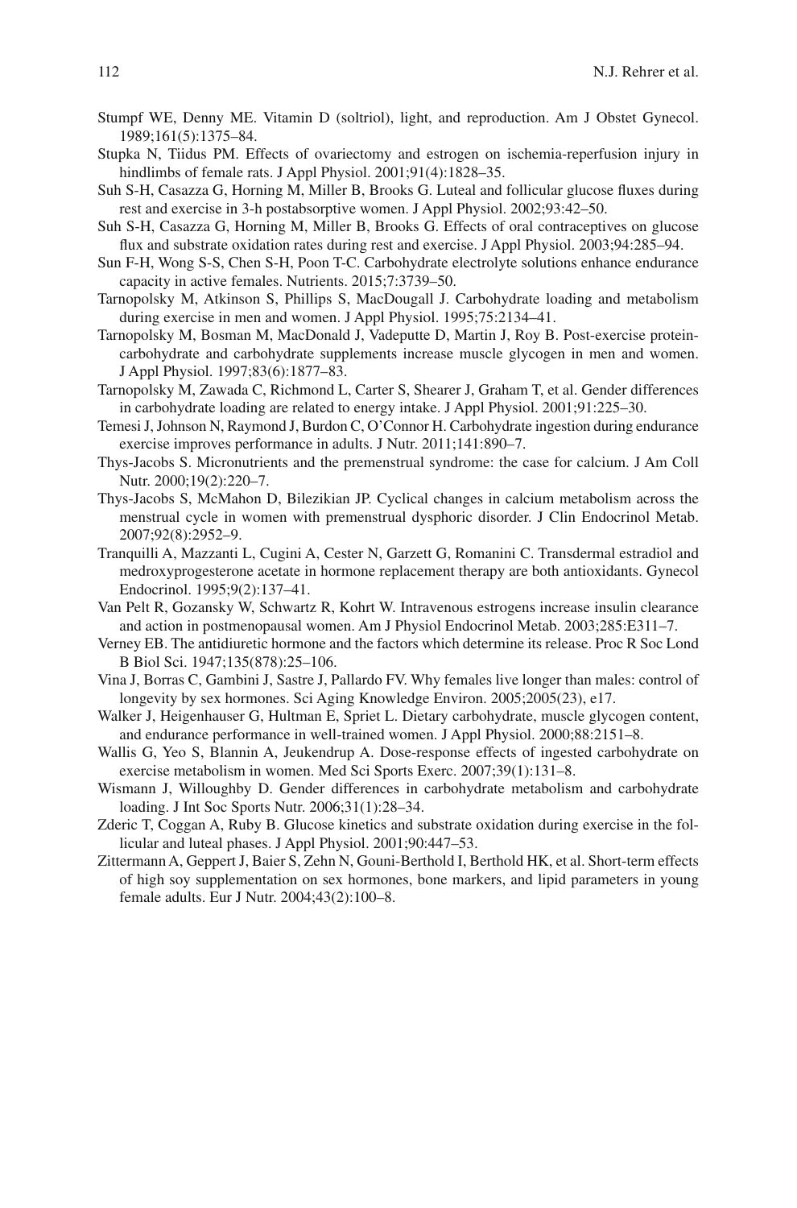Stumpf WE, Denny ME. Vitamin D (soltriol), light, and reproduction. Am J Obstet Gynecol. 1989;161(5):1375–84.

Stupka N, Tiidus PM. Effects of ovariectomy and estrogen on ischemia-reperfusion injury in hindlimbs of female rats. J Appl Physiol. 2001;91(4):1828–35.

Suh S-H, Casazza G, Horning M, Miller B, Brooks G. Luteal and follicular glucose fluxes during rest and exercise in 3-h postabsorptive women. J Appl Physiol. 2002;93:42–50.

Suh S-H, Casazza G, Horning M, Miller B, Brooks G. Effects of oral contraceptives on glucose flux and substrate oxidation rates during rest and exercise. J Appl Physiol. 2003;94:285–94.

Sun F-H, Wong S-S, Chen S-H, Poon T-C. Carbohydrate electrolyte solutions enhance endurance capacity in active females. Nutrients. 2015;7:3739–50.

Tarnopolsky M, Atkinson S, Phillips S, MacDougall J. Carbohydrate loading and metabolism during exercise in men and women. J Appl Physiol. 1995;75:2134–41.

Tarnopolsky M, Bosman M, MacDonald J, Vadeputte D, Martin J, Roy B. Post-exercise protein-carbohydrate and carbohydrate supplements increase muscle glycogen in men and women. J Appl Physiol. 1997;83(6):1877–83.

Tarnopolsky M, Zawada C, Richmond L, Carter S, Shearer J, Graham T, et al. Gender differences in carbohydrate loading are related to energy intake. J Appl Physiol. 2001;91:225–30.

Temesi J, Johnson N, Raymond J, Burdon C, O'Connor H. Carbohydrate ingestion during endurance exercise improves performance in adults. J Nutr. 2011;141:890–7.

Thys-Jacobs S. Micronutrients and the premenstrual syndrome: the case for calcium. J Am Coll Nutr. 2000;19(2):220–7.

Thys-Jacobs S, McMahon D, Bilezikian JP. Cyclical changes in calcium metabolism across the menstrual cycle in women with premenstrual dysphoric disorder. J Clin Endocrinol Metab. 2007;92(8):2952–9.

Tranquilli A, Mazzanti L, Cugini A, Cester N, Garzett G, Romanini C. Transdermal estradiol and medroxyprogesterone acetate in hormone replacement therapy are both antioxidants. Gynecol Endocrinol. 1995;9(2):137–41.

Van Pelt R, Gozansky W, Schwartz R, Kohrt W. Intravenous estrogens increase insulin clearance and action in postmenopausal women. Am J Physiol Endocrinol Metab. 2003;285:E311–7.

Verney EB. The antidiuretic hormone and the factors which determine its release. Proc R Soc Lond B Biol Sci. 1947;135(878):25–106.

Vina J, Borras C, Gambini J, Sastre J, Pallardo FV. Why females live longer than males: control of longevity by sex hormones. Sci Aging Knowledge Environ. 2005;2005(23), e17.

Walker J, Heigenhauser G, Hultman E, Spriet L. Dietary carbohydrate, muscle glycogen content, and endurance performance in well-trained women. J Appl Physiol. 2000;88:2151–8.

Wallis G, Yeo S, Blannin A, Jeukendrup A. Dose-response effects of ingested carbohydrate on exercise metabolism in women. Med Sci Sports Exerc. 2007;39(1):131–8.

Wismann J, Willoughby D. Gender differences in carbohydrate metabolism and carbohydrate loading. J Int Soc Sports Nutr. 2006;31(1):28–34.

Zderic T, Coggan A, Ruby B. Glucose kinetics and substrate oxidation during exercise in the follicular and luteal phases. J Appl Physiol. 2001;90:447–53.

Zittermann A, Geppert J, Baier S, Zehn N, Gouni-Berthold I, Berthold HK, et al. Short-term effects of high soy supplementation on sex hormones, bone markers, and lipid parameters in young female adults. Eur J Nutr. 2004;43(2):100–8.